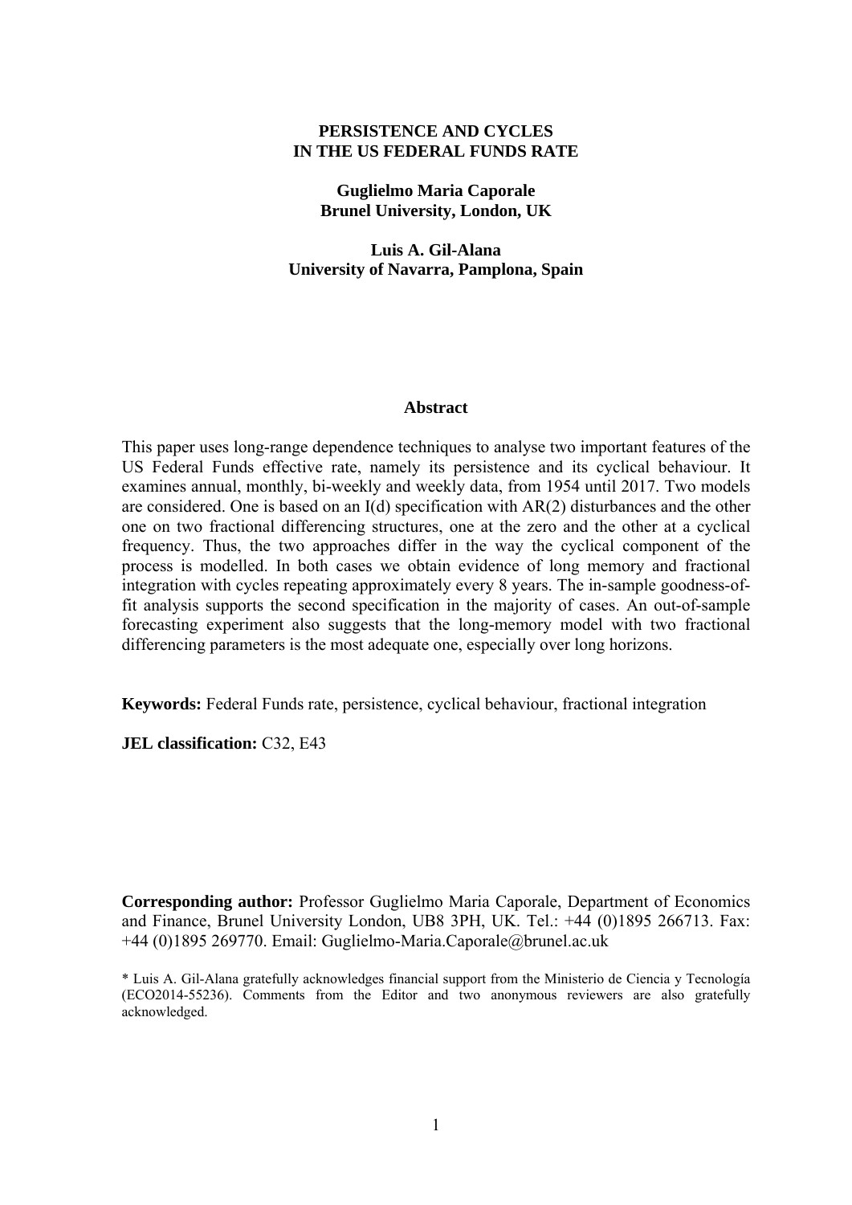# PERSISTENCE AND CYCLES IN THE US FEDERAL FUNDS RATE

**Guglielmo Maria Caporale**
**Brunel University, London, UK**

**Luis A. Gil-Alana**
**University of Navarra, Pamplona, Spain**

## Abstract

This paper uses long-range dependence techniques to analyse two important features of the US Federal Funds effective rate, namely its persistence and its cyclical behaviour. It examines annual, monthly, bi-weekly and weekly data, from 1954 until 2017. Two models are considered. One is based on an I(d) specification with AR(2) disturbances and the other one on two fractional differencing structures, one at the zero and the other at a cyclical frequency. Thus, the two approaches differ in the way the cyclical component of the process is modelled. In both cases we obtain evidence of long memory and fractional integration with cycles repeating approximately every 8 years. The in-sample goodness-of-fit analysis supports the second specification in the majority of cases. An out-of-sample forecasting experiment also suggests that the long-memory model with two fractional differencing parameters is the most adequate one, especially over long horizons.

**Keywords:** Federal Funds rate, persistence, cyclical behaviour, fractional integration

**JEL classification:** C32, E43

**Corresponding author:** Professor Guglielmo Maria Caporale, Department of Economics and Finance, Brunel University London, UB8 3PH, UK. Tel.: +44 (0)1895 266713. Fax: +44 (0)1895 269770. Email: Guglielmo-Maria.Caporale@brunel.ac.uk

\* Luis A. Gil-Alana gratefully acknowledges financial support from the Ministerio de Ciencia y Tecnología (ECO2014-55236). Comments from the Editor and two anonymous reviewers are also gratefully acknowledged.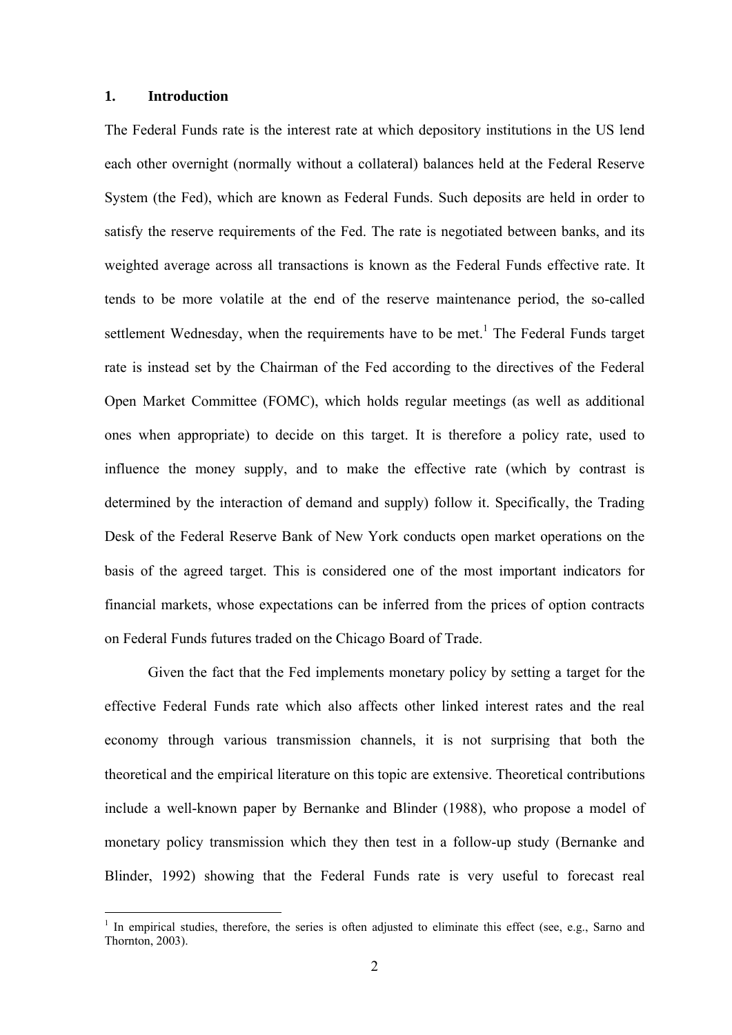## 1. Introduction

The Federal Funds rate is the interest rate at which depository institutions in the US lend each other overnight (normally without a collateral) balances held at the Federal Reserve System (the Fed), which are known as Federal Funds. Such deposits are held in order to satisfy the reserve requirements of the Fed. The rate is negotiated between banks, and its weighted average across all transactions is known as the Federal Funds effective rate. It tends to be more volatile at the end of the reserve maintenance period, the so-called settlement Wednesday, when the requirements have to be met.[1] The Federal Funds target rate is instead set by the Chairman of the Fed according to the directives of the Federal Open Market Committee (FOMC), which holds regular meetings (as well as additional ones when appropriate) to decide on this target. It is therefore a policy rate, used to influence the money supply, and to make the effective rate (which by contrast is determined by the interaction of demand and supply) follow it. Specifically, the Trading Desk of the Federal Reserve Bank of New York conducts open market operations on the basis of the agreed target. This is considered one of the most important indicators for financial markets, whose expectations can be inferred from the prices of option contracts on Federal Funds futures traded on the Chicago Board of Trade.

Given the fact that the Fed implements monetary policy by setting a target for the effective Federal Funds rate which also affects other linked interest rates and the real economy through various transmission channels, it is not surprising that both the theoretical and the empirical literature on this topic are extensive. Theoretical contributions include a well-known paper by Bernanke and Blinder (1988), who propose a model of monetary policy transmission which they then test in a follow-up study (Bernanke and Blinder, 1992) showing that the Federal Funds rate is very useful to forecast real

[1] In empirical studies, therefore, the series is often adjusted to eliminate this effect (see, e.g., Sarno and Thornton, 2003).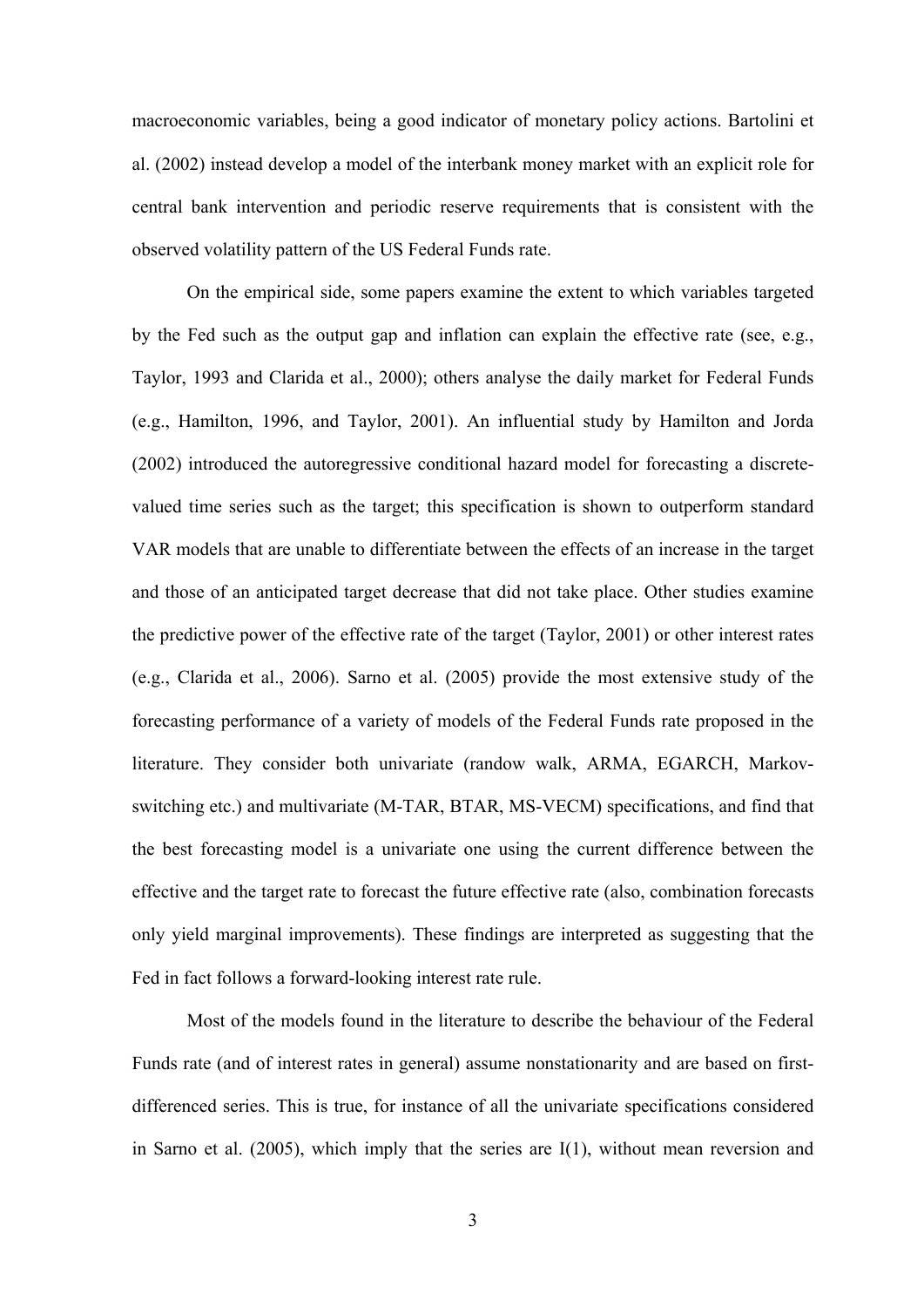macroeconomic variables, being a good indicator of monetary policy actions. Bartolini et al. (2002) instead develop a model of the interbank money market with an explicit role for central bank intervention and periodic reserve requirements that is consistent with the observed volatility pattern of the US Federal Funds rate.

On the empirical side, some papers examine the extent to which variables targeted by the Fed such as the output gap and inflation can explain the effective rate (see, e.g., Taylor, 1993 and Clarida et al., 2000); others analyse the daily market for Federal Funds (e.g., Hamilton, 1996, and Taylor, 2001). An influential study by Hamilton and Jorda (2002) introduced the autoregressive conditional hazard model for forecasting a discrete-valued time series such as the target; this specification is shown to outperform standard VAR models that are unable to differentiate between the effects of an increase in the target and those of an anticipated target decrease that did not take place. Other studies examine the predictive power of the effective rate of the target (Taylor, 2001) or other interest rates (e.g., Clarida et al., 2006). Sarno et al. (2005) provide the most extensive study of the forecasting performance of a variety of models of the Federal Funds rate proposed in the literature. They consider both univariate (randow walk, ARMA, EGARCH, Markov-switching etc.) and multivariate (M-TAR, BTAR, MS-VECM) specifications, and find that the best forecasting model is a univariate one using the current difference between the effective and the target rate to forecast the future effective rate (also, combination forecasts only yield marginal improvements). These findings are interpreted as suggesting that the Fed in fact follows a forward-looking interest rate rule.

Most of the models found in the literature to describe the behaviour of the Federal Funds rate (and of interest rates in general) assume nonstationarity and are based on first-differenced series. This is true, for instance of all the univariate specifications considered in Sarno et al. (2005), which imply that the series are I(1), without mean reversion and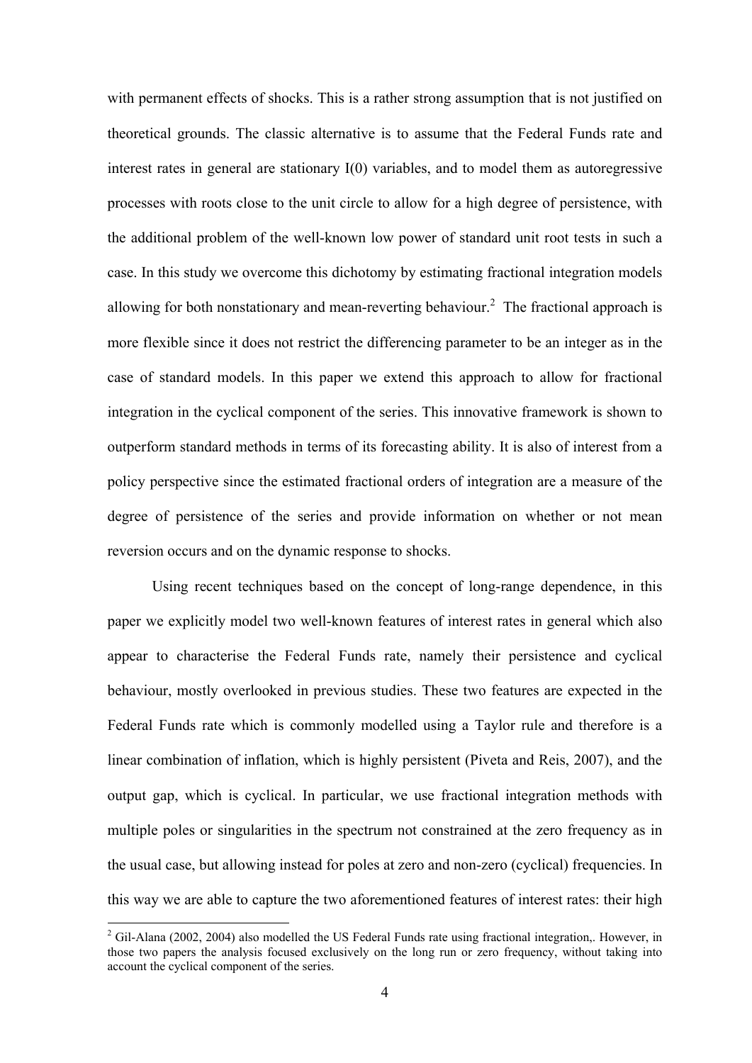with permanent effects of shocks. This is a rather strong assumption that is not justified on theoretical grounds. The classic alternative is to assume that the Federal Funds rate and interest rates in general are stationary I(0) variables, and to model them as autoregressive processes with roots close to the unit circle to allow for a high degree of persistence, with the additional problem of the well-known low power of standard unit root tests in such a case. In this study we overcome this dichotomy by estimating fractional integration models allowing for both nonstationary and mean-reverting behaviour.[2] The fractional approach is more flexible since it does not restrict the differencing parameter to be an integer as in the case of standard models. In this paper we extend this approach to allow for fractional integration in the cyclical component of the series. This innovative framework is shown to outperform standard methods in terms of its forecasting ability. It is also of interest from a policy perspective since the estimated fractional orders of integration are a measure of the degree of persistence of the series and provide information on whether or not mean reversion occurs and on the dynamic response to shocks.

Using recent techniques based on the concept of long-range dependence, in this paper we explicitly model two well-known features of interest rates in general which also appear to characterise the Federal Funds rate, namely their persistence and cyclical behaviour, mostly overlooked in previous studies. These two features are expected in the Federal Funds rate which is commonly modelled using a Taylor rule and therefore is a linear combination of inflation, which is highly persistent (Piveta and Reis, 2007), and the output gap, which is cyclical. In particular, we use fractional integration methods with multiple poles or singularities in the spectrum not constrained at the zero frequency as in the usual case, but allowing instead for poles at zero and non-zero (cyclical) frequencies. In this way we are able to capture the two aforementioned features of interest rates: their high

[2] Gil-Alana (2002, 2004) also modelled the US Federal Funds rate using fractional integration,. However, in those two papers the analysis focused exclusively on the long run or zero frequency, without taking into account the cyclical component of the series.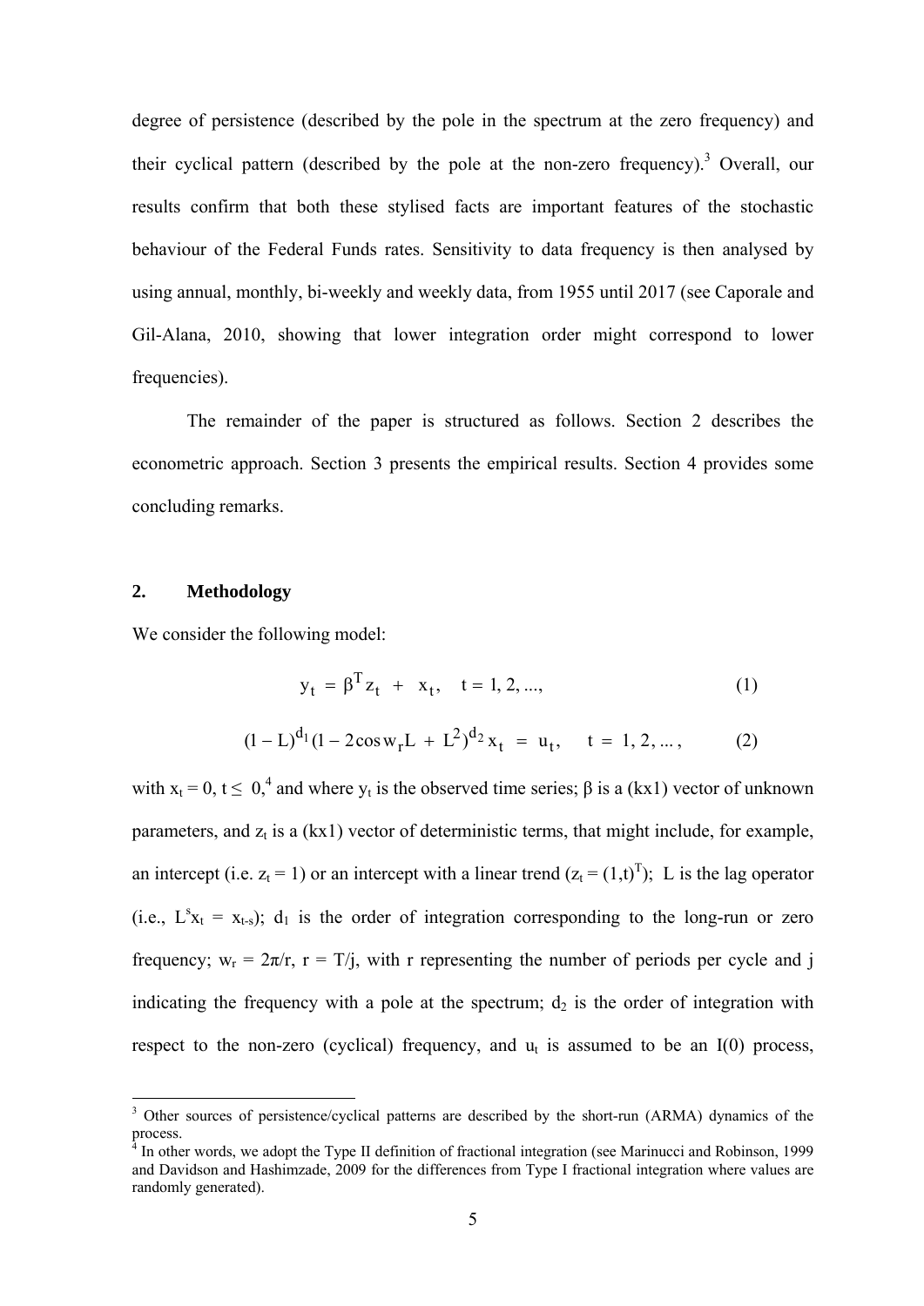degree of persistence (described by the pole in the spectrum at the zero frequency) and their cyclical pattern (described by the pole at the non-zero frequency).[3] Overall, our results confirm that both these stylised facts are important features of the stochastic behaviour of the Federal Funds rates. Sensitivity to data frequency is then analysed by using annual, monthly, bi-weekly and weekly data, from 1955 until 2017 (see Caporale and Gil-Alana, 2010, showing that lower integration order might correspond to lower frequencies).

The remainder of the paper is structured as follows. Section 2 describes the econometric approach. Section 3 presents the empirical results. Section 4 provides some concluding remarks.

## 2. Methodology

We consider the following model:

$$y_t = \beta^T z_t + x_t, \quad t = 1, 2, ..., \tag{1}$$

$$(1 - L)^{d_1} (1 - 2\cos w_r L + L^2)^{d_2} x_t = u_t, \quad t = 1, 2, ..., \tag{2}$$

with $x_t = 0$, $t \leq 0$,[4] and where $y_t$ is the observed time series; $\beta$ is a (kx1) vector of unknown parameters, and $z_t$ is a (kx1) vector of deterministic terms, that might include, for example, an intercept (i.e. $z_t = 1$) or an intercept with a linear trend ($z_t = (1,t)^T$); L is the lag operator (i.e., $L^s x_t = x_{t-s}$); $d_1$ is the order of integration corresponding to the long-run or zero frequency; $w_r = 2\pi/r$, $r = T/j$, with r representing the number of periods per cycle and j indicating the frequency with a pole at the spectrum; $d_2$ is the order of integration with respect to the non-zero (cyclical) frequency, and $u_t$ is assumed to be an I(0) process,

---

[3] Other sources of persistence/cyclical patterns are described by the short-run (ARMA) dynamics of the process.

[4] In other words, we adopt the Type II definition of fractional integration (see Marinucci and Robinson, 1999 and Davidson and Hashimzade, 2009 for the differences from Type I fractional integration where values are randomly generated).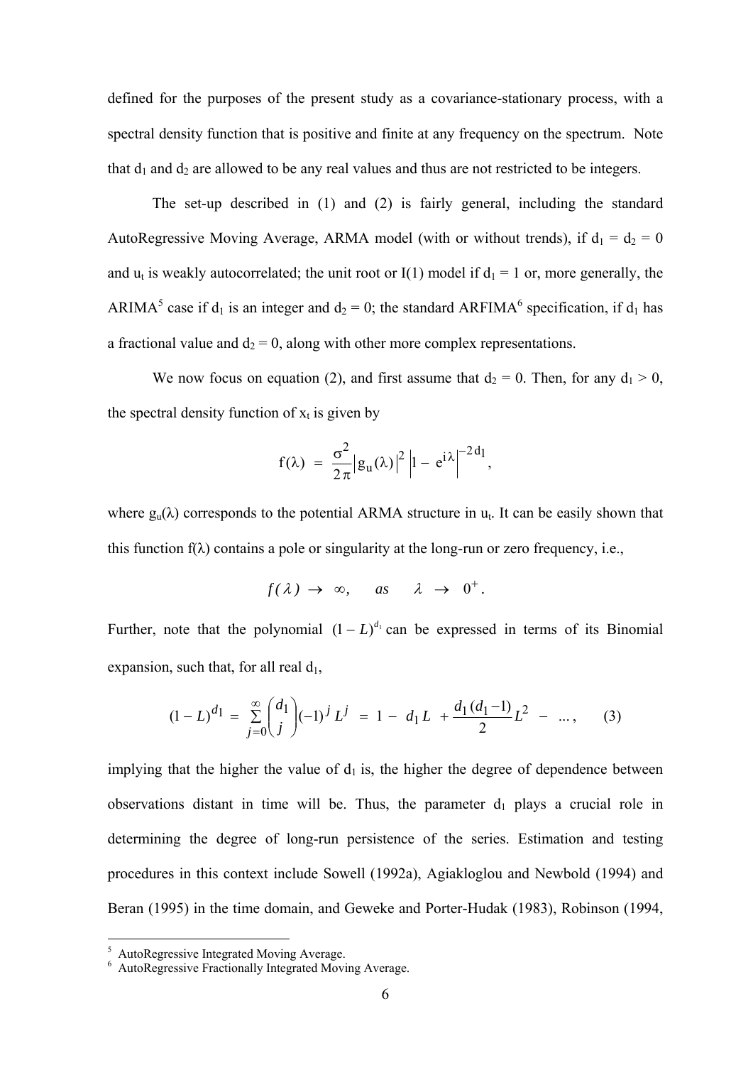defined for the purposes of the present study as a covariance-stationary process, with a spectral density function that is positive and finite at any frequency on the spectrum. Note that $d_1$ and $d_2$ are allowed to be any real values and thus are not restricted to be integers.

The set-up described in (1) and (2) is fairly general, including the standard AutoRegressive Moving Average, ARMA model (with or without trends), if $d_1 = d_2 = 0$ and $u_t$ is weakly autocorrelated; the unit root or I(1) model if $d_1 = 1$ or, more generally, the ARIMA[5] case if $d_1$ is an integer and $d_2 = 0$; the standard ARFIMA[6] specification, if $d_1$ has a fractional value and $d_2 = 0$, along with other more complex representations.

We now focus on equation (2), and first assume that $d_2 = 0$. Then, for any $d_1 > 0$, the spectral density function of $x_t$ is given by

$$f(\lambda) \;=\; \frac{\sigma^2}{2\pi}\left|g_u(\lambda)\right|^2 \left|1 - e^{i\lambda}\right|^{-2d_1},$$

where $g_u(\lambda)$ corresponds to the potential ARMA structure in $u_t$. It can be easily shown that this function $f(\lambda)$ contains a pole or singularity at the long-run or zero frequency, i.e.,

$$f(\lambda) \;\rightarrow\; \infty, \qquad as \qquad \lambda \;\rightarrow\; 0^+ .$$

Further, note that the polynomial $(1 - L)^{d_1}$ can be expressed in terms of its Binomial expansion, such that, for all real $d_1$,

$$(1 - L)^{d_1} \;=\; \sum_{j=0}^{\infty} \binom{d_1}{j} (-1)^j L^j \;=\; 1 - \; d_1 L \; + \frac{d_1 (d_1 - 1)}{2} L^2 \; - \; \ldots, \qquad (3)$$

implying that the higher the value of $d_1$ is, the higher the degree of dependence between observations distant in time will be. Thus, the parameter $d_1$ plays a crucial role in determining the degree of long-run persistence of the series. Estimation and testing procedures in this context include Sowell (1992a), Agiakloglou and Newbold (1994) and Beran (1995) in the time domain, and Geweke and Porter-Hudak (1983), Robinson (1994,

[5] AutoRegressive Integrated Moving Average.
[6] AutoRegressive Fractionally Integrated Moving Average.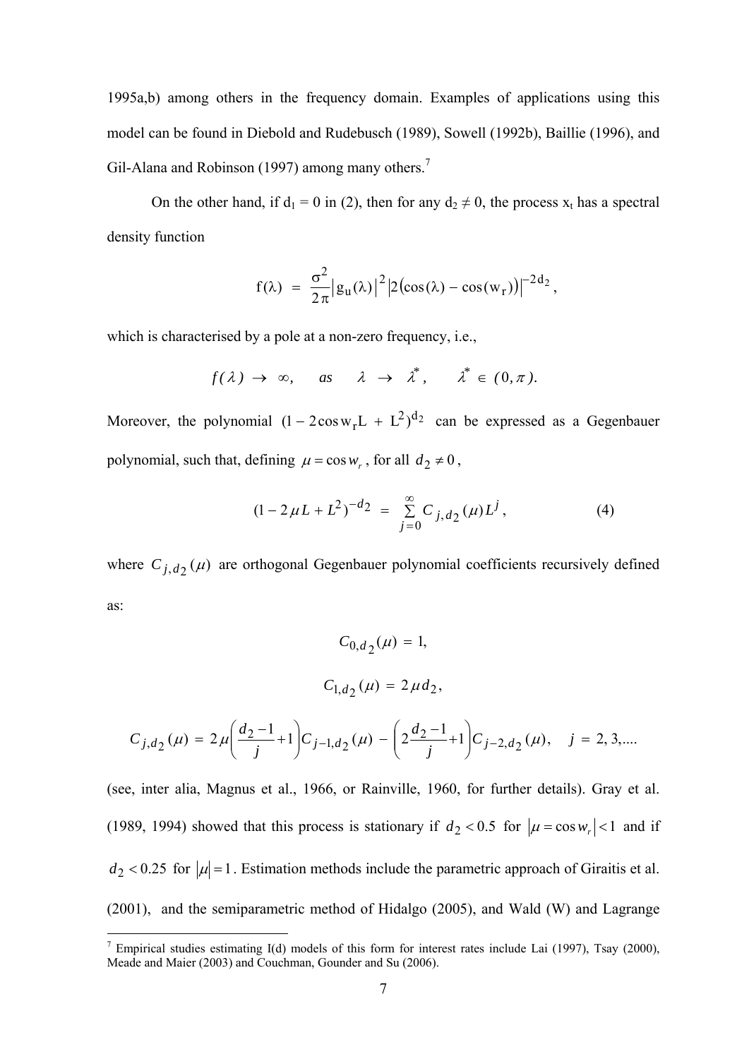1995a,b) among others in the frequency domain. Examples of applications using this model can be found in Diebold and Rudebusch (1989), Sowell (1992b), Baillie (1996), and Gil-Alana and Robinson (1997) among many others.[7]

On the other hand, if $d_1 = 0$ in (2), then for any $d_2 \neq 0$, the process $x_t$ has a spectral density function

$$f(\lambda) = \frac{\sigma^2}{2\pi}\left|g_u(\lambda)\right|^2 \left|2\left(\cos(\lambda) - \cos(w_r)\right)\right|^{-2d_2},$$

which is characterised by a pole at a non-zero frequency, i.e.,

$$f(\lambda) \rightarrow \infty, \quad as \quad \lambda \rightarrow \lambda^*, \quad \lambda^* \in (0, \pi).$$

Moreover, the polynomial $(1 - 2\cos w_r L + L^2)^{d_2}$ can be expressed as a Gegenbauer polynomial, such that, defining $\mu = \cos w_r$, for all $d_2 \neq 0$,

$$(1 - 2\mu L + L^2)^{-d_2} = \sum_{j=0}^{\infty} C_{j,d_2}(\mu) L^j, \qquad (4)$$

where $C_{j,d_2}(\mu)$ are orthogonal Gegenbauer polynomial coefficients recursively defined as:

$$C_{0,d_2}(\mu) = 1,$$

$$C_{1,d_2}(\mu) = 2\mu d_2,$$

$$C_{j,d_2}(\mu) = 2\mu\left(\frac{d_2 - 1}{j} + 1\right) C_{j-1,d_2}(\mu) - \left(2\frac{d_2 - 1}{j} + 1\right) C_{j-2,d_2}(\mu), \quad j = 2, 3, ....$$

(see, inter alia, Magnus et al., 1966, or Rainville, 1960, for further details). Gray et al. (1989, 1994) showed that this process is stationary if $d_2 < 0.5$ for $|\mu = \cos w_r| < 1$ and if $d_2 < 0.25$ for $|\mu| = 1$. Estimation methods include the parametric approach of Giraitis et al. (2001), and the semiparametric method of Hidalgo (2005), and Wald (W) and Lagrange

[7] Empirical studies estimating I(d) models of this form for interest rates include Lai (1997), Tsay (2000), Meade and Maier (2003) and Couchman, Gounder and Su (2006).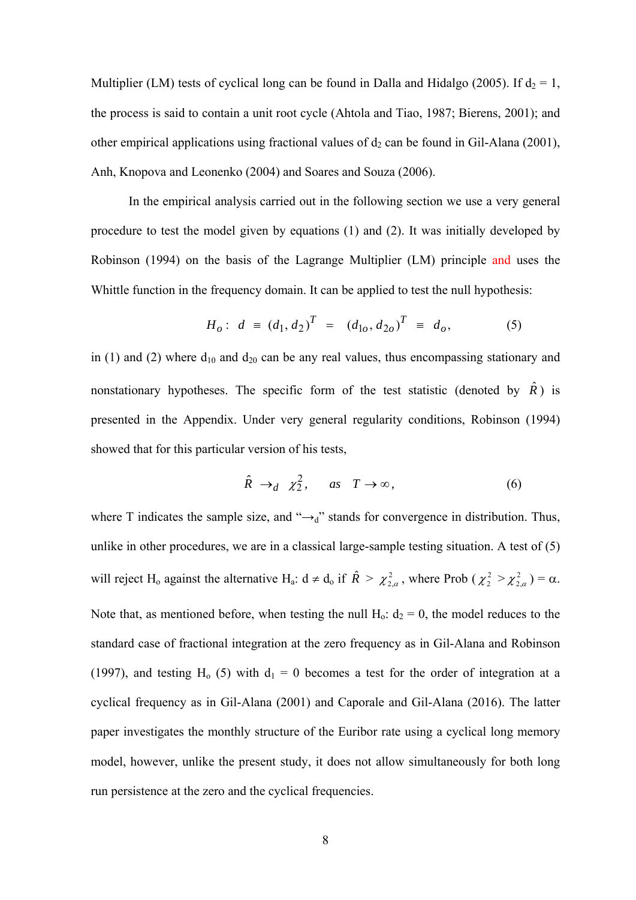Multiplier (LM) tests of cyclical long can be found in Dalla and Hidalgo (2005). If $d_2 = 1$, the process is said to contain a unit root cycle (Ahtola and Tiao, 1987; Bierens, 2001); and other empirical applications using fractional values of $d_2$ can be found in Gil-Alana (2001), Anh, Knopova and Leonenko (2004) and Soares and Souza (2006).

In the empirical analysis carried out in the following section we use a very general procedure to test the model given by equations (1) and (2). It was initially developed by Robinson (1994) on the basis of the Lagrange Multiplier (LM) principle and uses the Whittle function in the frequency domain. It can be applied to test the null hypothesis:

$$H_o: \; d \;\equiv\; (d_1, d_2)^T \;=\; (d_{1o}, d_{2o})^T \;\equiv\; d_o, \qquad (5)$$

in (1) and (2) where $d_{10}$ and $d_{20}$ can be any real values, thus encompassing stationary and nonstationary hypotheses. The specific form of the test statistic (denoted by $\hat{R}$) is presented in the Appendix. Under very general regularity conditions, Robinson (1994) showed that for this particular version of his tests,

$$\hat{R} \;\rightarrow_d\; \chi_2^2, \qquad as \quad T \rightarrow \infty, \qquad (6)$$

where T indicates the sample size, and "$\rightarrow_d$" stands for convergence in distribution. Thus, unlike in other procedures, we are in a classical large-sample testing situation. A test of (5) will reject $H_o$ against the alternative $H_a$: $d \neq d_o$ if $\hat{R} > \chi_{2,\alpha}^2$, where Prob ($\chi_2^2 > \chi_{2,\alpha}^2$) = $\alpha$. Note that, as mentioned before, when testing the null $H_o$: $d_2 = 0$, the model reduces to the standard case of fractional integration at the zero frequency as in Gil-Alana and Robinson (1997), and testing $H_o$ (5) with $d_1 = 0$ becomes a test for the order of integration at a cyclical frequency as in Gil-Alana (2001) and Caporale and Gil-Alana (2016). The latter paper investigates the monthly structure of the Euribor rate using a cyclical long memory model, however, unlike the present study, it does not allow simultaneously for both long run persistence at the zero and the cyclical frequencies.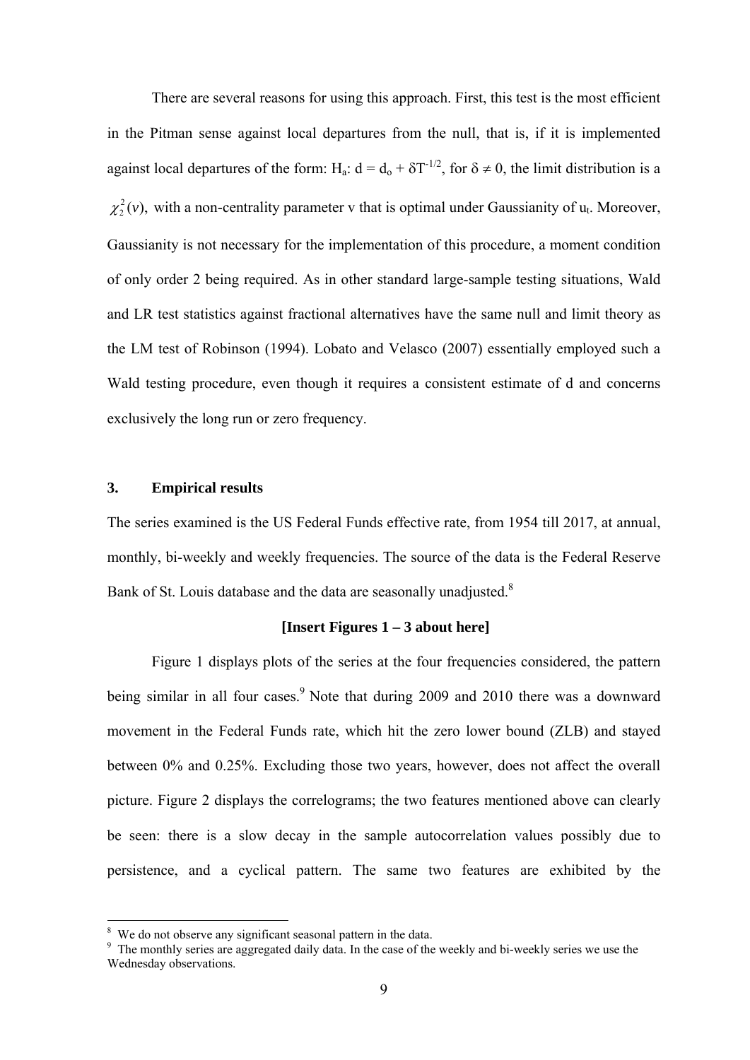There are several reasons for using this approach. First, this test is the most efficient in the Pitman sense against local departures from the null, that is, if it is implemented against local departures of the form: $H_a$: $d = d_o + \delta T^{-1/2}$, for $\delta \neq 0$, the limit distribution is a $\chi_2^2(v)$, with a non-centrality parameter v that is optimal under Gaussianity of $u_t$. Moreover, Gaussianity is not necessary for the implementation of this procedure, a moment condition of only order 2 being required. As in other standard large-sample testing situations, Wald and LR test statistics against fractional alternatives have the same null and limit theory as the LM test of Robinson (1994). Lobato and Velasco (2007) essentially employed such a Wald testing procedure, even though it requires a consistent estimate of d and concerns exclusively the long run or zero frequency.

## 3. Empirical results

The series examined is the US Federal Funds effective rate, from 1954 till 2017, at annual, monthly, bi-weekly and weekly frequencies. The source of the data is the Federal Reserve Bank of St. Louis database and the data are seasonally unadjusted.[8]

**[Insert Figures 1 – 3 about here]**

Figure 1 displays plots of the series at the four frequencies considered, the pattern being similar in all four cases.[9] Note that during 2009 and 2010 there was a downward movement in the Federal Funds rate, which hit the zero lower bound (ZLB) and stayed between 0% and 0.25%. Excluding those two years, however, does not affect the overall picture. Figure 2 displays the correlograms; the two features mentioned above can clearly be seen: there is a slow decay in the sample autocorrelation values possibly due to persistence, and a cyclical pattern. The same two features are exhibited by the

---

[8] We do not observe any significant seasonal pattern in the data.

[9] The monthly series are aggregated daily data. In the case of the weekly and bi-weekly series we use the Wednesday observations.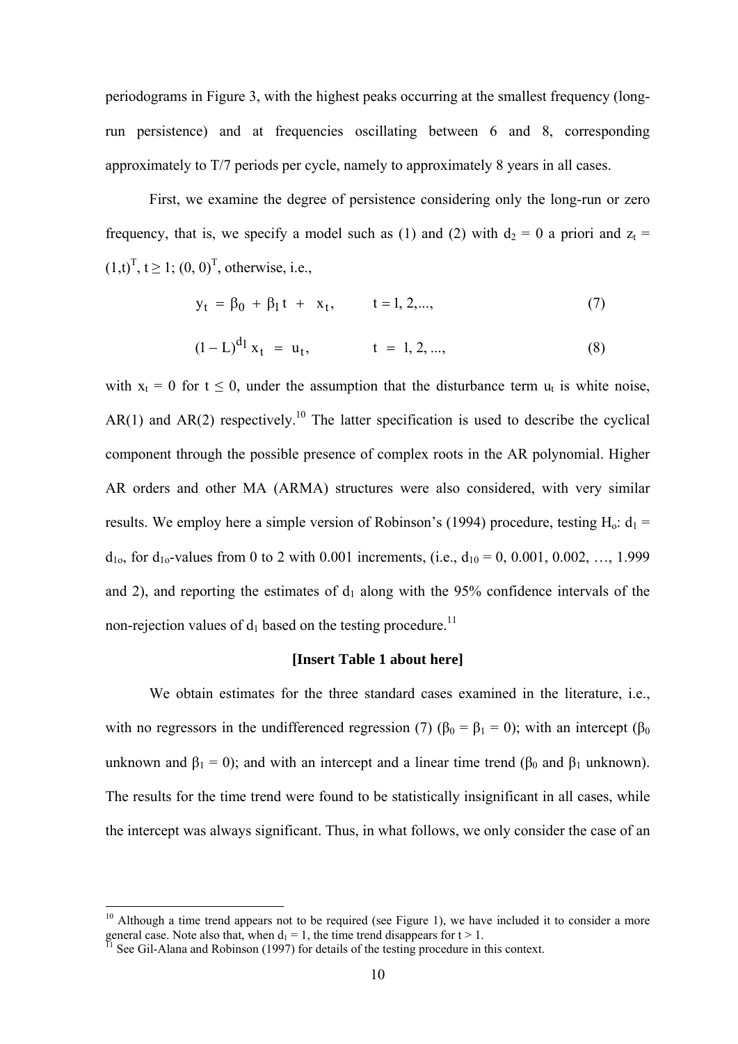periodograms in Figure 3, with the highest peaks occurring at the smallest frequency (long-run persistence) and at frequencies oscillating between 6 and 8, corresponding approximately to T/7 periods per cycle, namely to approximately 8 years in all cases.

First, we examine the degree of persistence considering only the long-run or zero frequency, that is, we specify a model such as (1) and (2) with $d_2 = 0$ a priori and $z_t = (1,t)^T$, $t \geq 1$; $(0, 0)^T$, otherwise, i.e.,

$$y_t \;=\; \beta_0 \;+\; \beta_1 t \;+\; x_t, \qquad t = 1, 2, ..., \tag{7}$$

$$(1 - L)^{d_1} x_t \;=\; u_t, \qquad t \;=\; 1, 2, ..., \tag{8}$$

with $x_t = 0$ for $t \leq 0$, under the assumption that the disturbance term $u_t$ is white noise, AR(1) and AR(2) respectively.[10] The latter specification is used to describe the cyclical component through the possible presence of complex roots in the AR polynomial. Higher AR orders and other MA (ARMA) structures were also considered, with very similar results. We employ here a simple version of Robinson's (1994) procedure, testing $H_o$: $d_1 = d_{1o}$, for $d_{1o}$-values from 0 to 2 with 0.001 increments, (i.e., $d_{10} = 0, 0.001, 0.002, \ldots, 1.999$ and 2), and reporting the estimates of $d_1$ along with the 95% confidence intervals of the non-rejection values of $d_1$ based on the testing procedure.[11]

**[Insert Table 1 about here]**

We obtain estimates for the three standard cases examined in the literature, i.e., with no regressors in the undifferenced regression (7) ($\beta_0 = \beta_1 = 0$); with an intercept ($\beta_0$ unknown and $\beta_1 = 0$); and with an intercept and a linear time trend ($\beta_0$ and $\beta_1$ unknown). The results for the time trend were found to be statistically insignificant in all cases, while the intercept was always significant. Thus, in what follows, we only consider the case of an

---

[10] Although a time trend appears not to be required (see Figure 1), we have included it to consider a more general case. Note also that, when $d_1 = 1$, the time trend disappears for $t > 1$.

[11] See Gil-Alana and Robinson (1997) for details of the testing procedure in this context.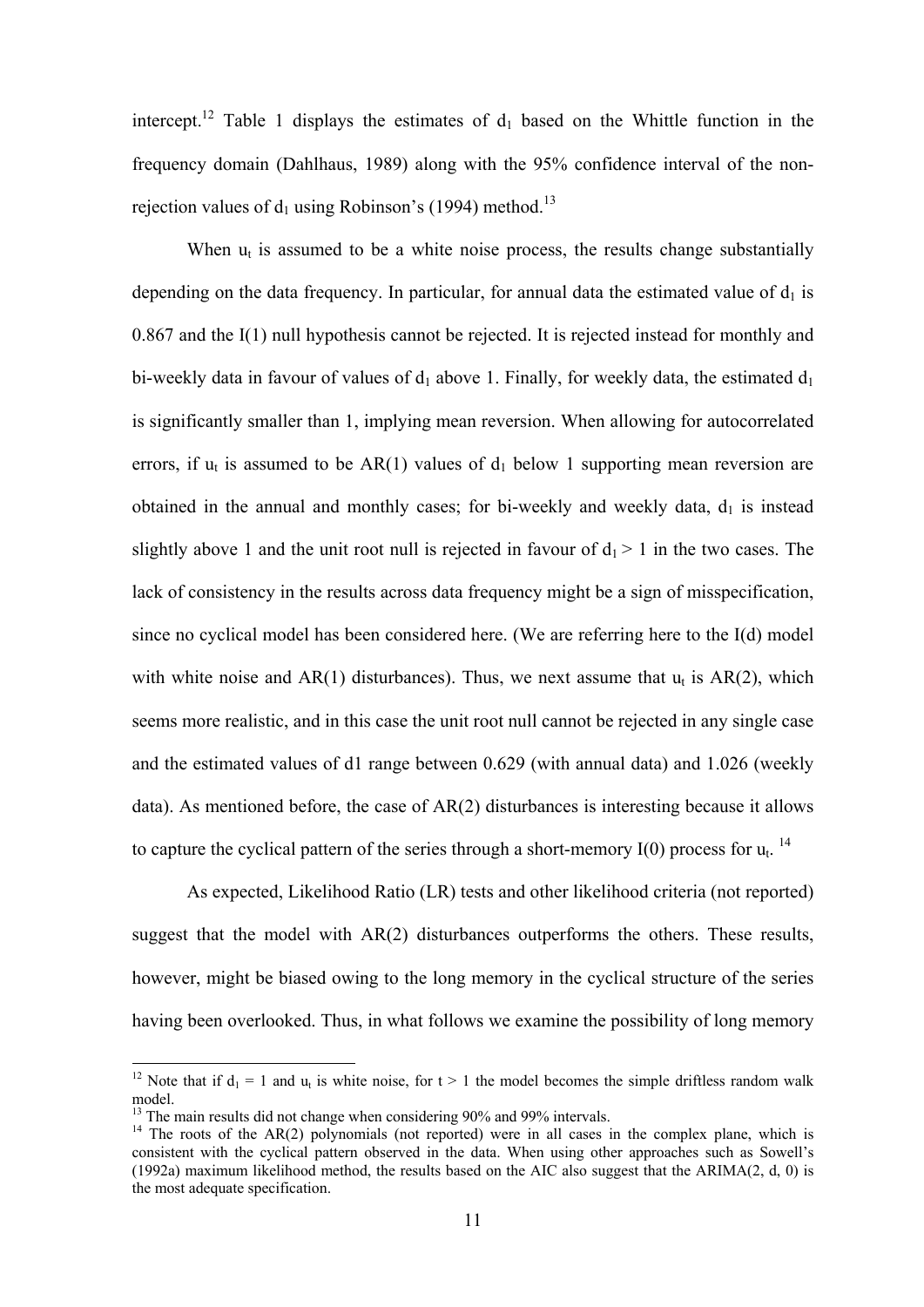intercept.[12] Table 1 displays the estimates of $d_1$ based on the Whittle function in the frequency domain (Dahlhaus, 1989) along with the 95% confidence interval of the non-rejection values of $d_1$ using Robinson's (1994) method.[13]

When $u_t$ is assumed to be a white noise process, the results change substantially depending on the data frequency. In particular, for annual data the estimated value of $d_1$ is 0.867 and the I(1) null hypothesis cannot be rejected. It is rejected instead for monthly and bi-weekly data in favour of values of $d_1$ above 1. Finally, for weekly data, the estimated $d_1$ is significantly smaller than 1, implying mean reversion. When allowing for autocorrelated errors, if $u_t$ is assumed to be AR(1) values of $d_1$ below 1 supporting mean reversion are obtained in the annual and monthly cases; for bi-weekly and weekly data, $d_1$ is instead slightly above 1 and the unit root null is rejected in favour of $d_1 > 1$ in the two cases. The lack of consistency in the results across data frequency might be a sign of misspecification, since no cyclical model has been considered here. (We are referring here to the I(d) model with white noise and AR(1) disturbances). Thus, we next assume that $u_t$ is AR(2), which seems more realistic, and in this case the unit root null cannot be rejected in any single case and the estimated values of d1 range between 0.629 (with annual data) and 1.026 (weekly data). As mentioned before, the case of AR(2) disturbances is interesting because it allows to capture the cyclical pattern of the series through a short-memory I(0) process for $u_t$.[14]

As expected, Likelihood Ratio (LR) tests and other likelihood criteria (not reported) suggest that the model with AR(2) disturbances outperforms the others. These results, however, might be biased owing to the long memory in the cyclical structure of the series having been overlooked. Thus, in what follows we examine the possibility of long memory

---

[12] Note that if $d_1 = 1$ and $u_t$ is white noise, for $t > 1$ the model becomes the simple driftless random walk model.

[13] The main results did not change when considering 90% and 99% intervals.

[14] The roots of the AR(2) polynomials (not reported) were in all cases in the complex plane, which is consistent with the cyclical pattern observed in the data. When using other approaches such as Sowell's (1992a) maximum likelihood method, the results based on the AIC also suggest that the ARIMA(2, d, 0) is the most adequate specification.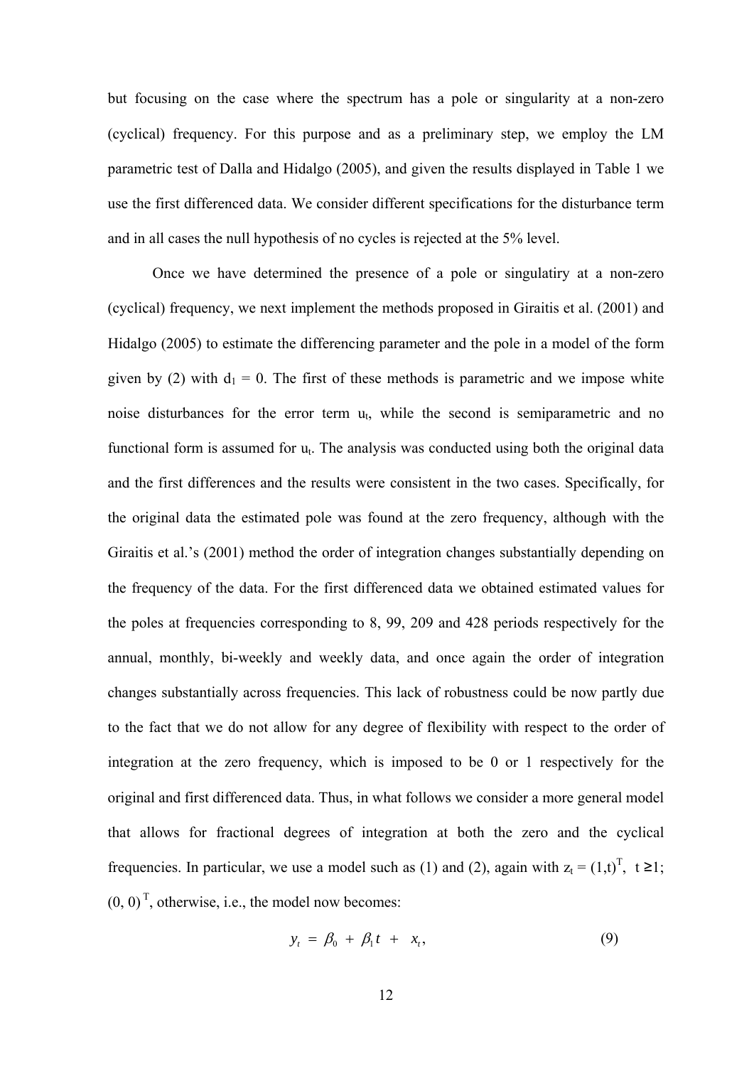but focusing on the case where the spectrum has a pole or singularity at a non-zero (cyclical) frequency. For this purpose and as a preliminary step, we employ the LM parametric test of Dalla and Hidalgo (2005), and given the results displayed in Table 1 we use the first differenced data. We consider different specifications for the disturbance term and in all cases the null hypothesis of no cycles is rejected at the 5% level.

Once we have determined the presence of a pole or singulatiry at a non-zero (cyclical) frequency, we next implement the methods proposed in Giraitis et al. (2001) and Hidalgo (2005) to estimate the differencing parameter and the pole in a model of the form given by (2) with $d_1 = 0$. The first of these methods is parametric and we impose white noise disturbances for the error term $u_t$, while the second is semiparametric and no functional form is assumed for $u_t$. The analysis was conducted using both the original data and the first differences and the results were consistent in the two cases. Specifically, for the original data the estimated pole was found at the zero frequency, although with the Giraitis et al.'s (2001) method the order of integration changes substantially depending on the frequency of the data. For the first differenced data we obtained estimated values for the poles at frequencies corresponding to 8, 99, 209 and 428 periods respectively for the annual, monthly, bi-weekly and weekly data, and once again the order of integration changes substantially across frequencies. This lack of robustness could be now partly due to the fact that we do not allow for any degree of flexibility with respect to the order of integration at the zero frequency, which is imposed to be 0 or 1 respectively for the original and first differenced data. Thus, in what follows we consider a more general model that allows for fractional degrees of integration at both the zero and the cyclical frequencies. In particular, we use a model such as (1) and (2), again with $z_t = (1,t)^T$, $t \geq 1$; $(0, 0)^T$, otherwise, i.e., the model now becomes:

$$y_t \; = \; \beta_0 \; + \; \beta_1 t \; + \; x_t, \tag{9}$$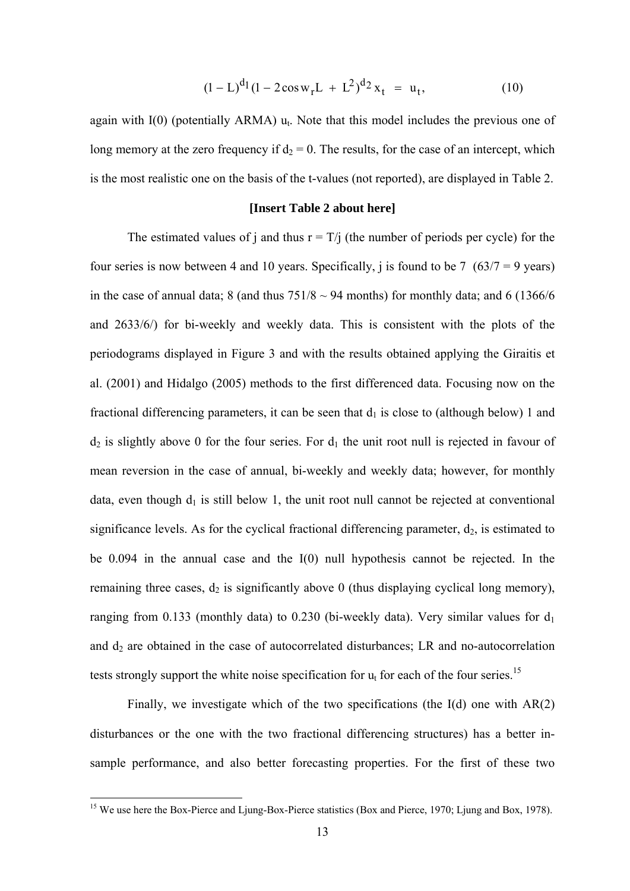$$(1 - L)^{d_1}(1 - 2\cos w_r L + L^2)^{d_2} x_t = u_t, \qquad (10)$$

again with I(0) (potentially ARMA) $u_t$. Note that this model includes the previous one of long memory at the zero frequency if $d_2 = 0$. The results, for the case of an intercept, which is the most realistic one on the basis of the t-values (not reported), are displayed in Table 2.

**[Insert Table 2 about here]**

The estimated values of j and thus $r = T/j$ (the number of periods per cycle) for the four series is now between 4 and 10 years. Specifically, j is found to be 7 (63/7 = 9 years) in the case of annual data; 8 (and thus 751/8 ~ 94 months) for monthly data; and 6 (1366/6 and 2633/6/) for bi-weekly and weekly data. This is consistent with the plots of the periodograms displayed in Figure 3 and with the results obtained applying the Giraitis et al. (2001) and Hidalgo (2005) methods to the first differenced data. Focusing now on the fractional differencing parameters, it can be seen that $d_1$ is close to (although below) 1 and $d_2$ is slightly above 0 for the four series. For $d_1$ the unit root null is rejected in favour of mean reversion in the case of annual, bi-weekly and weekly data; however, for monthly data, even though $d_1$ is still below 1, the unit root null cannot be rejected at conventional significance levels. As for the cyclical fractional differencing parameter, $d_2$, is estimated to be 0.094 in the annual case and the I(0) null hypothesis cannot be rejected. In the remaining three cases, $d_2$ is significantly above 0 (thus displaying cyclical long memory), ranging from 0.133 (monthly data) to 0.230 (bi-weekly data). Very similar values for $d_1$ and $d_2$ are obtained in the case of autocorrelated disturbances; LR and no-autocorrelation tests strongly support the white noise specification for $u_t$ for each of the four series.[15]

Finally, we investigate which of the two specifications (the I(d) one with AR(2) disturbances or the one with the two fractional differencing structures) has a better in-sample performance, and also better forecasting properties. For the first of these two

[15] We use here the Box-Pierce and Ljung-Box-Pierce statistics (Box and Pierce, 1970; Ljung and Box, 1978).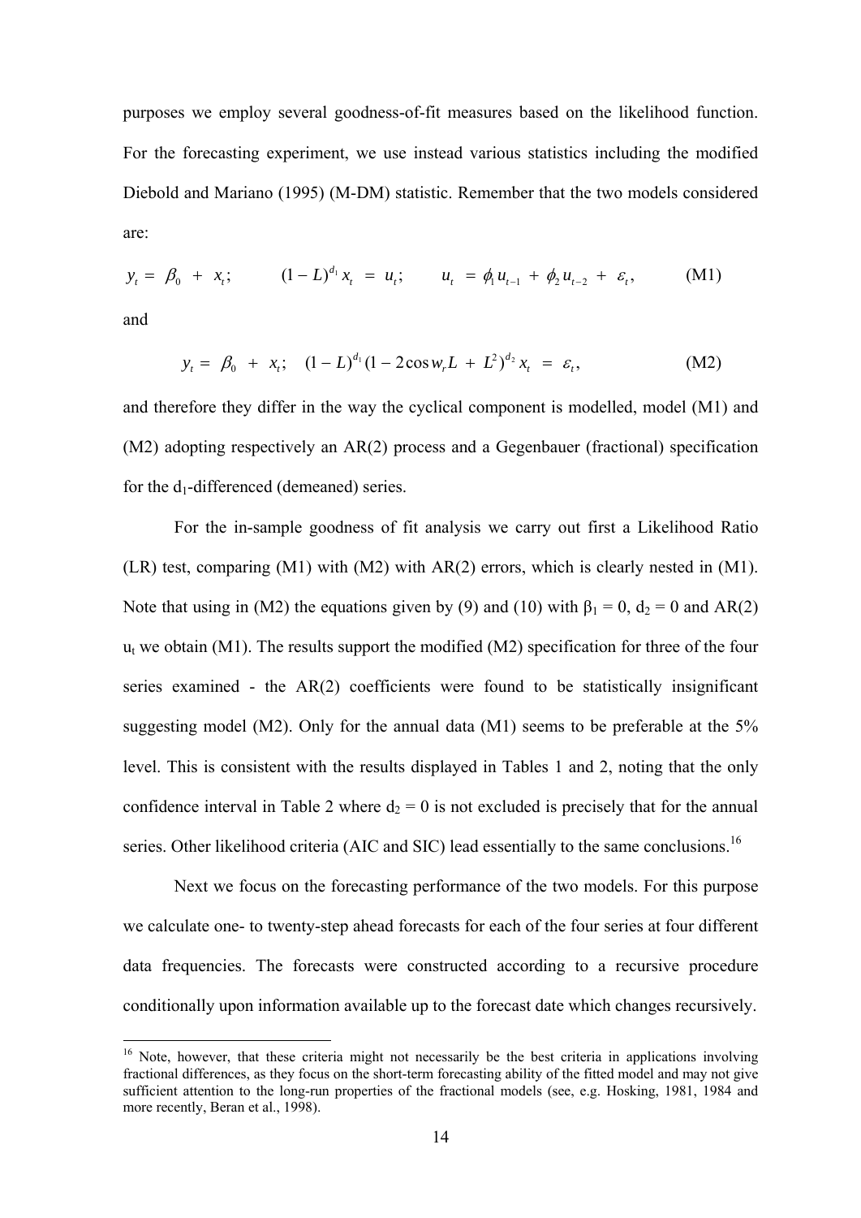purposes we employ several goodness-of-fit measures based on the likelihood function. For the forecasting experiment, we use instead various statistics including the modified Diebold and Mariano (1995) (M-DM) statistic. Remember that the two models considered are:

$$y_t = \beta_0 + x_t; \qquad (1-L)^{d_1} x_t = u_t; \qquad u_t = \phi_1 u_{t-1} + \phi_2 u_{t-2} + \varepsilon_t, \qquad \text{(M1)}$$

and

$$y_t = \beta_0 + x_t; \quad (1-L)^{d_1}(1 - 2\cos w_r L + L^2)^{d_2} x_t = \varepsilon_t, \qquad \text{(M2)}$$

and therefore they differ in the way the cyclical component is modelled, model (M1) and (M2) adopting respectively an AR(2) process and a Gegenbauer (fractional) specification for the $d_1$-differenced (demeaned) series.

For the in-sample goodness of fit analysis we carry out first a Likelihood Ratio (LR) test, comparing (M1) with (M2) with AR(2) errors, which is clearly nested in (M1). Note that using in (M2) the equations given by (9) and (10) with $\beta_1 = 0$, $d_2 = 0$ and AR(2) $u_t$ we obtain (M1). The results support the modified (M2) specification for three of the four series examined - the AR(2) coefficients were found to be statistically insignificant suggesting model (M2). Only for the annual data (M1) seems to be preferable at the 5% level. This is consistent with the results displayed in Tables 1 and 2, noting that the only confidence interval in Table 2 where $d_2 = 0$ is not excluded is precisely that for the annual series. Other likelihood criteria (AIC and SIC) lead essentially to the same conclusions.[16]

Next we focus on the forecasting performance of the two models. For this purpose we calculate one- to twenty-step ahead forecasts for each of the four series at four different data frequencies. The forecasts were constructed according to a recursive procedure conditionally upon information available up to the forecast date which changes recursively.

[16] Note, however, that these criteria might not necessarily be the best criteria in applications involving fractional differences, as they focus on the short-term forecasting ability of the fitted model and may not give sufficient attention to the long-run properties of the fractional models (see, e.g. Hosking, 1981, 1984 and more recently, Beran et al., 1998).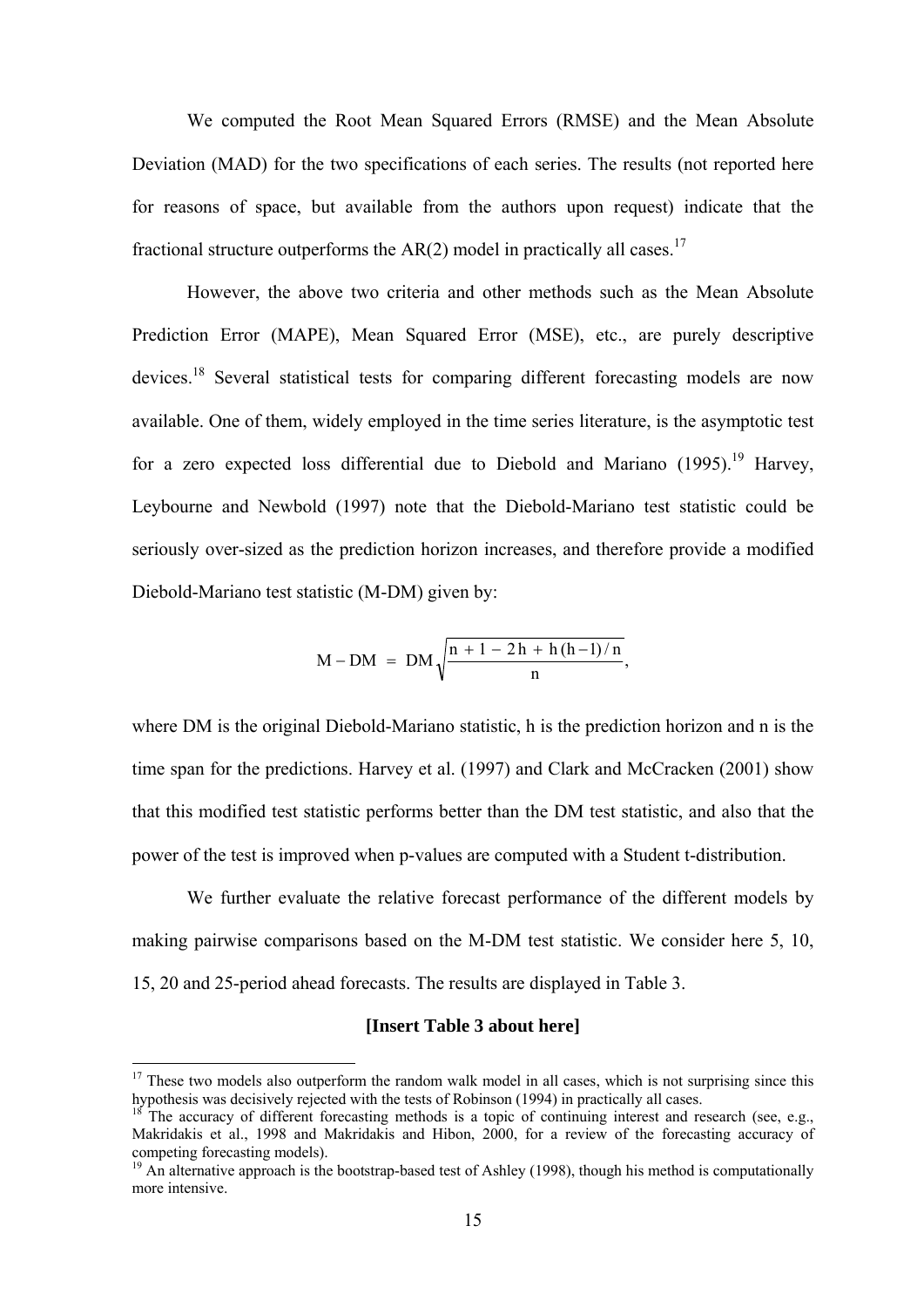We computed the Root Mean Squared Errors (RMSE) and the Mean Absolute Deviation (MAD) for the two specifications of each series. The results (not reported here for reasons of space, but available from the authors upon request) indicate that the fractional structure outperforms the AR(2) model in practically all cases.[17]

However, the above two criteria and other methods such as the Mean Absolute Prediction Error (MAPE), Mean Squared Error (MSE), etc., are purely descriptive devices.[18] Several statistical tests for comparing different forecasting models are now available. One of them, widely employed in the time series literature, is the asymptotic test for a zero expected loss differential due to Diebold and Mariano (1995).[19] Harvey, Leybourne and Newbold (1997) note that the Diebold-Mariano test statistic could be seriously over-sized as the prediction horizon increases, and therefore provide a modified Diebold-Mariano test statistic (M-DM) given by:

$$M - DM \;=\; DM\sqrt{\frac{n + 1 - 2h + h(h-1)/n}{n}},$$

where DM is the original Diebold-Mariano statistic, h is the prediction horizon and n is the time span for the predictions. Harvey et al. (1997) and Clark and McCracken (2001) show that this modified test statistic performs better than the DM test statistic, and also that the power of the test is improved when p-values are computed with a Student t-distribution.

We further evaluate the relative forecast performance of the different models by making pairwise comparisons based on the M-DM test statistic. We consider here 5, 10, 15, 20 and 25-period ahead forecasts. The results are displayed in Table 3.

**[Insert Table 3 about here]**

---

[17] These two models also outperform the random walk model in all cases, which is not surprising since this hypothesis was decisively rejected with the tests of Robinson (1994) in practically all cases.

[18] The accuracy of different forecasting methods is a topic of continuing interest and research (see, e.g., Makridakis et al., 1998 and Makridakis and Hibon, 2000, for a review of the forecasting accuracy of competing forecasting models).

[19] An alternative approach is the bootstrap-based test of Ashley (1998), though his method is computationally more intensive.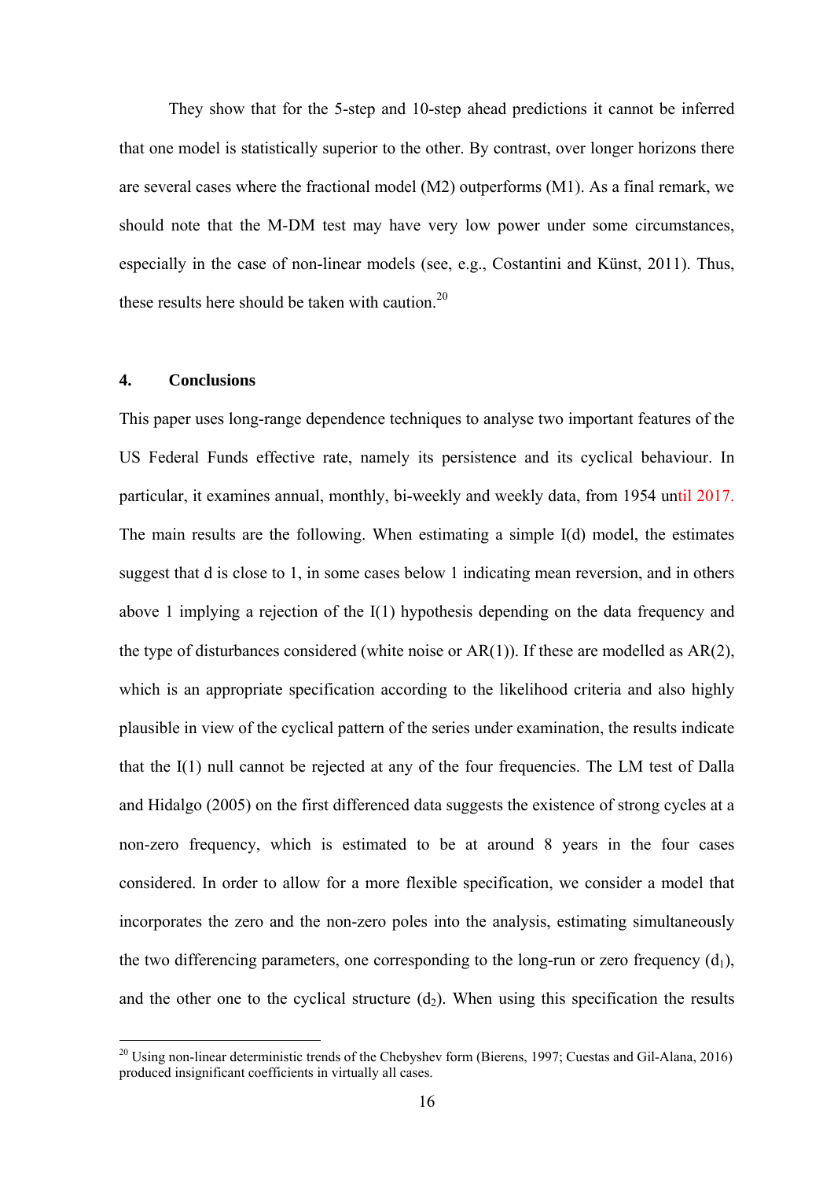They show that for the 5-step and 10-step ahead predictions it cannot be inferred that one model is statistically superior to the other. By contrast, over longer horizons there are several cases where the fractional model (M2) outperforms (M1). As a final remark, we should note that the M-DM test may have very low power under some circumstances, especially in the case of non-linear models (see, e.g., Costantini and Künst, 2011). Thus, these results here should be taken with caution.[20]

## 4. Conclusions

This paper uses long-range dependence techniques to analyse two important features of the US Federal Funds effective rate, namely its persistence and its cyclical behaviour. In particular, it examines annual, monthly, bi-weekly and weekly data, from 1954 until 2017. The main results are the following. When estimating a simple I(d) model, the estimates suggest that d is close to 1, in some cases below 1 indicating mean reversion, and in others above 1 implying a rejection of the I(1) hypothesis depending on the data frequency and the type of disturbances considered (white noise or AR(1)). If these are modelled as AR(2), which is an appropriate specification according to the likelihood criteria and also highly plausible in view of the cyclical pattern of the series under examination, the results indicate that the I(1) null cannot be rejected at any of the four frequencies. The LM test of Dalla and Hidalgo (2005) on the first differenced data suggests the existence of strong cycles at a non-zero frequency, which is estimated to be at around 8 years in the four cases considered. In order to allow for a more flexible specification, we consider a model that incorporates the zero and the non-zero poles into the analysis, estimating simultaneously the two differencing parameters, one corresponding to the long-run or zero frequency ($d_1$), and the other one to the cyclical structure ($d_2$). When using this specification the results

[20] Using non-linear deterministic trends of the Chebyshev form (Bierens, 1997; Cuestas and Gil-Alana, 2016) produced insignificant coefficients in virtually all cases.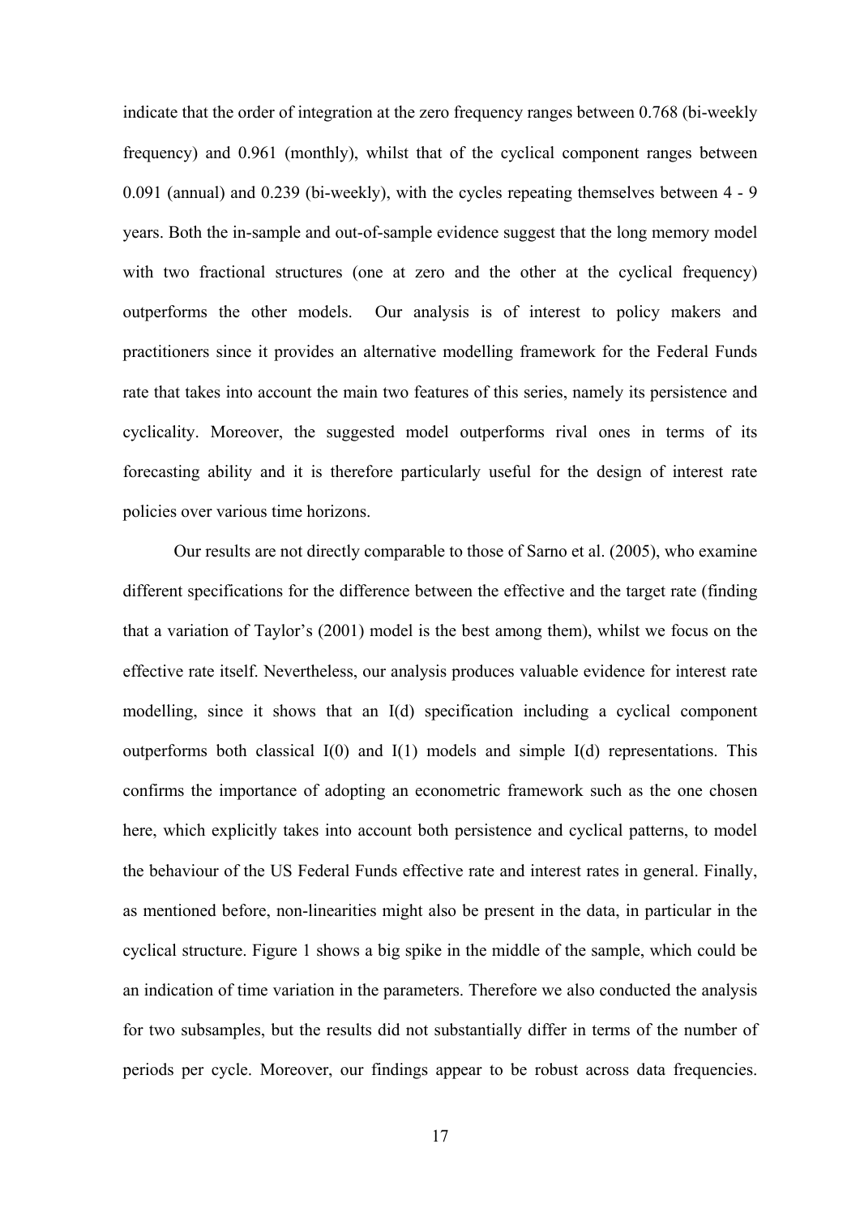indicate that the order of integration at the zero frequency ranges between 0.768 (bi-weekly frequency) and 0.961 (monthly), whilst that of the cyclical component ranges between 0.091 (annual) and 0.239 (bi-weekly), with the cycles repeating themselves between 4 - 9 years. Both the in-sample and out-of-sample evidence suggest that the long memory model with two fractional structures (one at zero and the other at the cyclical frequency) outperforms the other models. Our analysis is of interest to policy makers and practitioners since it provides an alternative modelling framework for the Federal Funds rate that takes into account the main two features of this series, namely its persistence and cyclicality. Moreover, the suggested model outperforms rival ones in terms of its forecasting ability and it is therefore particularly useful for the design of interest rate policies over various time horizons.

Our results are not directly comparable to those of Sarno et al. (2005), who examine different specifications for the difference between the effective and the target rate (finding that a variation of Taylor's (2001) model is the best among them), whilst we focus on the effective rate itself. Nevertheless, our analysis produces valuable evidence for interest rate modelling, since it shows that an I(d) specification including a cyclical component outperforms both classical I(0) and I(1) models and simple I(d) representations. This confirms the importance of adopting an econometric framework such as the one chosen here, which explicitly takes into account both persistence and cyclical patterns, to model the behaviour of the US Federal Funds effective rate and interest rates in general. Finally, as mentioned before, non-linearities might also be present in the data, in particular in the cyclical structure. Figure 1 shows a big spike in the middle of the sample, which could be an indication of time variation in the parameters. Therefore we also conducted the analysis for two subsamples, but the results did not substantially differ in terms of the number of periods per cycle. Moreover, our findings appear to be robust across data frequencies.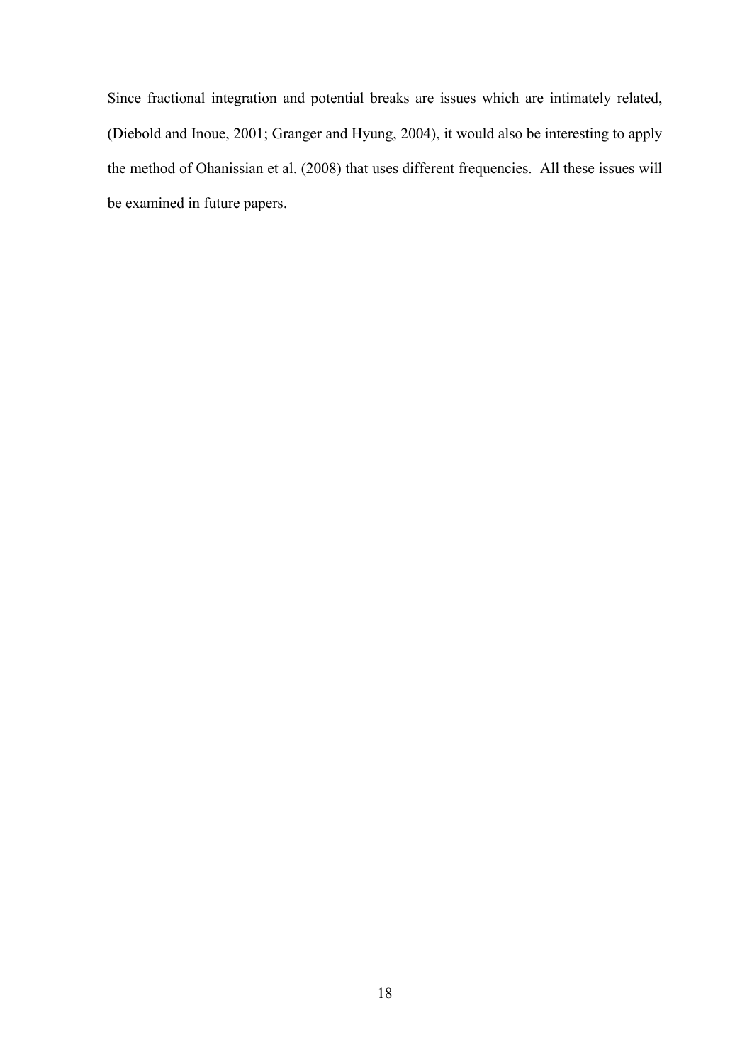Since fractional integration and potential breaks are issues which are intimately related, (Diebold and Inoue, 2001; Granger and Hyung, 2004), it would also be interesting to apply the method of Ohanissian et al. (2008) that uses different frequencies. All these issues will be examined in future papers.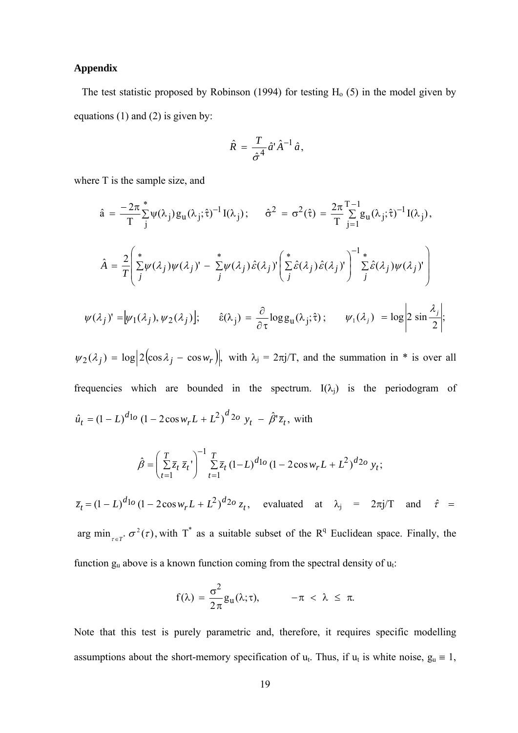**Appendix**

The test statistic proposed by Robinson (1994) for testing $H_o$ (5) in the model given by equations (1) and (2) is given by:

$$\hat{R} \;=\; \frac{T}{\hat{\sigma}^4}\,\hat{a}'\,\hat{A}^{-1}\,\hat{a},$$

where T is the sample size, and

$$\hat{a} \;=\; \frac{-2\pi}{T}\sum_{j}^{*}\psi(\lambda_j)\,g_u(\lambda_j;\hat{\tau})^{-1}\,I(\lambda_j)\,; \qquad \hat{\sigma}^2 \;=\; \sigma^2(\hat{\tau}) \;=\; \frac{2\pi}{T}\sum_{j=1}^{T-1} g_u(\lambda_j;\hat{\tau})^{-1}\,I(\lambda_j),$$

$$\hat{A} \;=\; \frac{2}{T}\left(\sum_{j}^{*}\psi(\lambda_j)\psi(\lambda_j)' \;-\; \sum_{j}^{*}\psi(\lambda_j)\hat{\varepsilon}(\lambda_j)'\left(\sum_{j}^{*}\hat{\varepsilon}(\lambda_j)\hat{\varepsilon}(\lambda_j)'\right)^{-1}\sum_{j}^{*}\hat{\varepsilon}(\lambda_j)\psi(\lambda_j)'\right)$$

$$\psi(\lambda_j)' = \left[\psi_1(\lambda_j),\,\psi_2(\lambda_j)\right]; \qquad \hat{\varepsilon}(\lambda_j) \;=\; \frac{\partial}{\partial\tau}\log g_u(\lambda_j;\hat{\tau})\,; \qquad \psi_1(\lambda_j) \;=\; \log\left|2\sin\frac{\lambda_j}{2}\right|;$$

$\psi_2(\lambda_j) \;=\; \log\left|2\left(\cos\lambda_j \,-\, \cos w_r\right)\right|$, with $\lambda_j = 2\pi j/T$, and the summation in * is over all frequencies which are bounded in the spectrum. $I(\lambda_j)$ is the periodogram of $\hat{u}_t = (1-L)^{d_{1o}}\,(1 - 2\cos w_r L + L^2)^{d_{2o}}\, y_t \;-\; \hat{\beta}'\bar{z}_t$, with

$$\hat{\beta} = \left(\sum_{t=1}^{T}\bar{z}_t\,\bar{z}_t'\right)^{-1}\sum_{t=1}^{T}\bar{z}_t\,(1-L)^{d_{1o}}\,(1 - 2\cos w_r L + L^2)^{d_{2o}}\, y_t;$$

$\bar{z}_t = (1-L)^{d_{1o}}\,(1 - 2\cos w_r L + L^2)^{d_{2o}}\, z_t$, evaluated at $\lambda_j = 2\pi j/T$ and $\hat{\tau} = \arg\min_{\tau\in T^*}\,\sigma^2(\tau)$, with $T^*$ as a suitable subset of the $R^q$ Euclidean space. Finally, the function $g_u$ above is a known function coming from the spectral density of $u_t$:

$$f(\lambda) \;=\; \frac{\sigma^2}{2\pi}\,g_u(\lambda;\tau), \qquad -\pi \;<\; \lambda \;\le\; \pi.$$

Note that this test is purely parametric and, therefore, it requires specific modelling assumptions about the short-memory specification of $u_t$. Thus, if $u_t$ is white noise, $g_u \equiv 1$,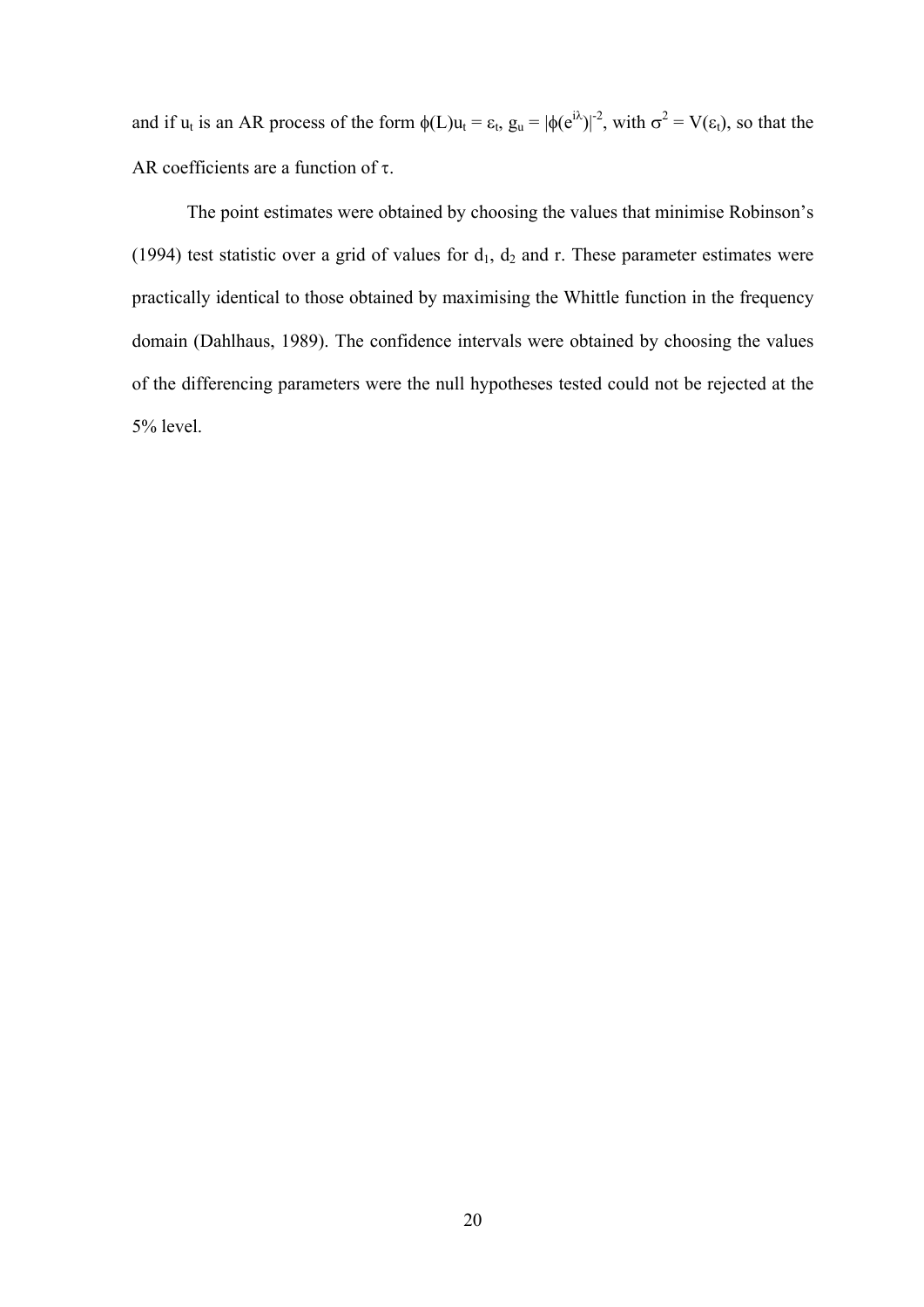and if $u_t$ is an AR process of the form $\phi(L)u_t = \varepsilon_t$, $g_u = |\phi(e^{i\lambda})|^{-2}$, with $\sigma^2 = V(\varepsilon_t)$, so that the AR coefficients are a function of $\tau$.

The point estimates were obtained by choosing the values that minimise Robinson's (1994) test statistic over a grid of values for $d_1$, $d_2$ and r. These parameter estimates were practically identical to those obtained by maximising the Whittle function in the frequency domain (Dahlhaus, 1989). The confidence intervals were obtained by choosing the values of the differencing parameters were the null hypotheses tested could not be rejected at the 5% level.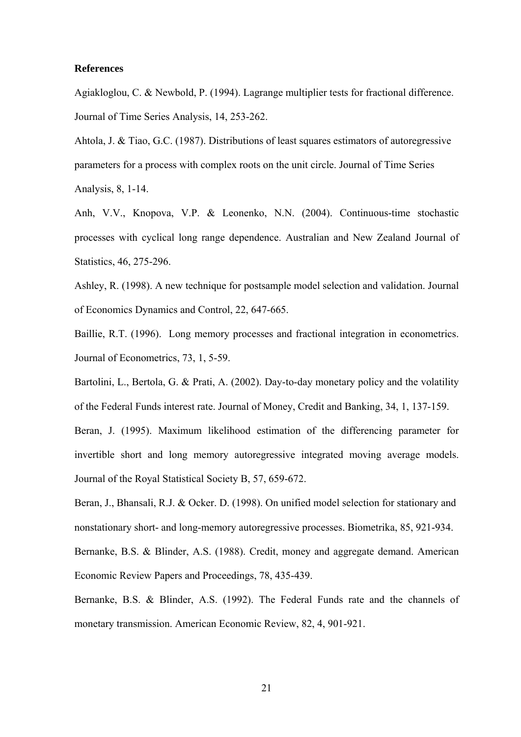**References**

Agiakloglou, C. & Newbold, P. (1994). Lagrange multiplier tests for fractional difference. Journal of Time Series Analysis, 14, 253-262.

Ahtola, J. & Tiao, G.C. (1987). Distributions of least squares estimators of autoregressive parameters for a process with complex roots on the unit circle. Journal of Time Series Analysis, 8, 1-14.

Anh, V.V., Knopova, V.P. & Leonenko, N.N. (2004). Continuous-time stochastic processes with cyclical long range dependence. Australian and New Zealand Journal of Statistics, 46, 275-296.

Ashley, R. (1998). A new technique for postsample model selection and validation. Journal of Economics Dynamics and Control, 22, 647-665.

Baillie, R.T. (1996). Long memory processes and fractional integration in econometrics. Journal of Econometrics, 73, 1, 5-59.

Bartolini, L., Bertola, G. & Prati, A. (2002). Day-to-day monetary policy and the volatility of the Federal Funds interest rate. Journal of Money, Credit and Banking, 34, 1, 137-159.

Beran, J. (1995). Maximum likelihood estimation of the differencing parameter for invertible short and long memory autoregressive integrated moving average models. Journal of the Royal Statistical Society B, 57, 659-672.

Beran, J., Bhansali, R.J. & Ocker. D. (1998). On unified model selection for stationary and nonstationary short- and long-memory autoregressive processes. Biometrika, 85, 921-934.

Bernanke, B.S. & Blinder, A.S. (1988). Credit, money and aggregate demand. American Economic Review Papers and Proceedings, 78, 435-439.

Bernanke, B.S. & Blinder, A.S. (1992). The Federal Funds rate and the channels of monetary transmission. American Economic Review, 82, 4, 901-921.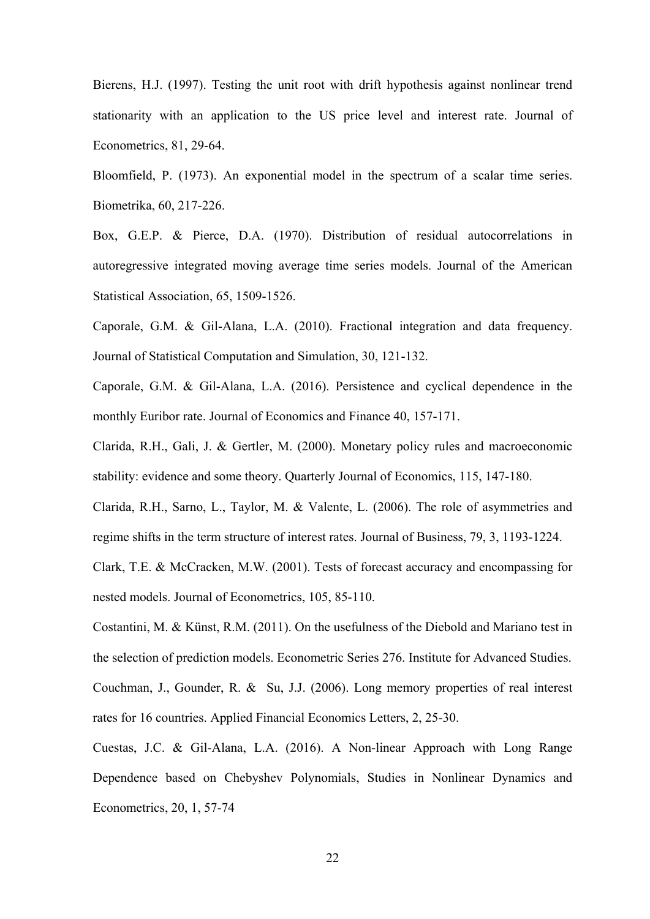Bierens, H.J. (1997). Testing the unit root with drift hypothesis against nonlinear trend stationarity with an application to the US price level and interest rate. Journal of Econometrics, 81, 29-64.

Bloomfield, P. (1973). An exponential model in the spectrum of a scalar time series. Biometrika, 60, 217-226.

Box, G.E.P. & Pierce, D.A. (1970). Distribution of residual autocorrelations in autoregressive integrated moving average time series models. Journal of the American Statistical Association, 65, 1509-1526.

Caporale, G.M. & Gil-Alana, L.A. (2010). Fractional integration and data frequency. Journal of Statistical Computation and Simulation, 30, 121-132.

Caporale, G.M. & Gil-Alana, L.A. (2016). Persistence and cyclical dependence in the monthly Euribor rate. Journal of Economics and Finance 40, 157-171.

Clarida, R.H., Gali, J. & Gertler, M. (2000). Monetary policy rules and macroeconomic stability: evidence and some theory. Quarterly Journal of Economics, 115, 147-180.

Clarida, R.H., Sarno, L., Taylor, M. & Valente, L. (2006). The role of asymmetries and regime shifts in the term structure of interest rates. Journal of Business, 79, 3, 1193-1224.

Clark, T.E. & McCracken, M.W. (2001). Tests of forecast accuracy and encompassing for nested models. Journal of Econometrics, 105, 85-110.

Costantini, M. & Künst, R.M. (2011). On the usefulness of the Diebold and Mariano test in the selection of prediction models. Econometric Series 276. Institute for Advanced Studies.

Couchman, J., Gounder, R. & Su, J.J. (2006). Long memory properties of real interest rates for 16 countries. Applied Financial Economics Letters, 2, 25-30.

Cuestas, J.C. & Gil-Alana, L.A. (2016). A Non-linear Approach with Long Range Dependence based on Chebyshev Polynomials, Studies in Nonlinear Dynamics and Econometrics, 20, 1, 57-74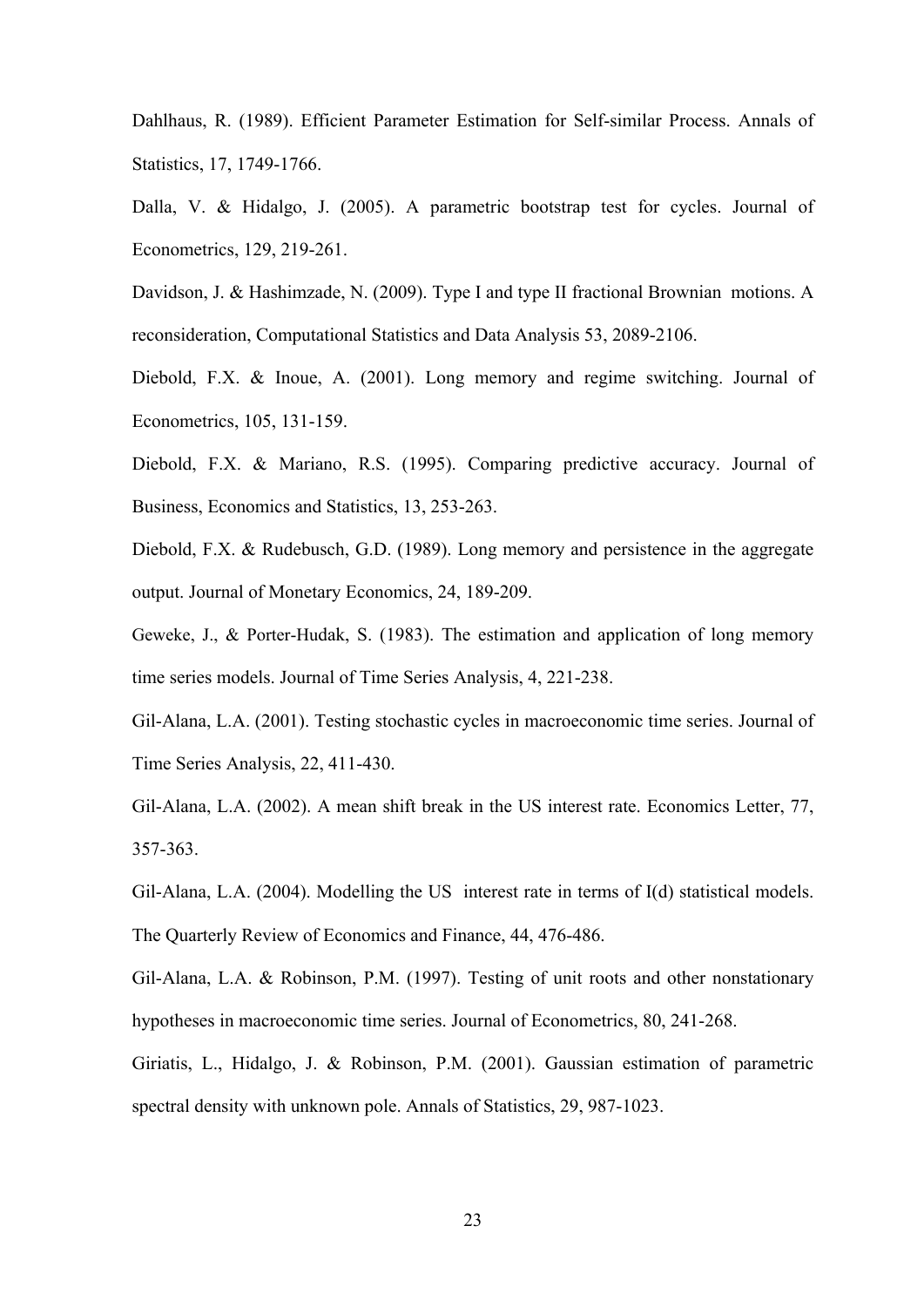Dahlhaus, R. (1989). Efficient Parameter Estimation for Self-similar Process. Annals of Statistics, 17, 1749-1766.

Dalla, V. & Hidalgo, J. (2005). A parametric bootstrap test for cycles. Journal of Econometrics, 129, 219-261.

Davidson, J. & Hashimzade, N. (2009). Type I and type II fractional Brownian motions. A reconsideration, Computational Statistics and Data Analysis 53, 2089-2106.

Diebold, F.X. & Inoue, A. (2001). Long memory and regime switching. Journal of Econometrics, 105, 131-159.

Diebold, F.X. & Mariano, R.S. (1995). Comparing predictive accuracy. Journal of Business, Economics and Statistics, 13, 253-263.

Diebold, F.X. & Rudebusch, G.D. (1989). Long memory and persistence in the aggregate output. Journal of Monetary Economics, 24, 189-209.

Geweke, J., & Porter-Hudak, S. (1983). The estimation and application of long memory time series models. Journal of Time Series Analysis, 4, 221-238.

Gil-Alana, L.A. (2001). Testing stochastic cycles in macroeconomic time series. Journal of Time Series Analysis, 22, 411-430.

Gil-Alana, L.A. (2002). A mean shift break in the US interest rate. Economics Letter, 77, 357-363.

Gil-Alana, L.A. (2004). Modelling the US interest rate in terms of I(d) statistical models. The Quarterly Review of Economics and Finance, 44, 476-486.

Gil-Alana, L.A. & Robinson, P.M. (1997). Testing of unit roots and other nonstationary hypotheses in macroeconomic time series. Journal of Econometrics, 80, 241-268.

Giriatis, L., Hidalgo, J. & Robinson, P.M. (2001). Gaussian estimation of parametric spectral density with unknown pole. Annals of Statistics, 29, 987-1023.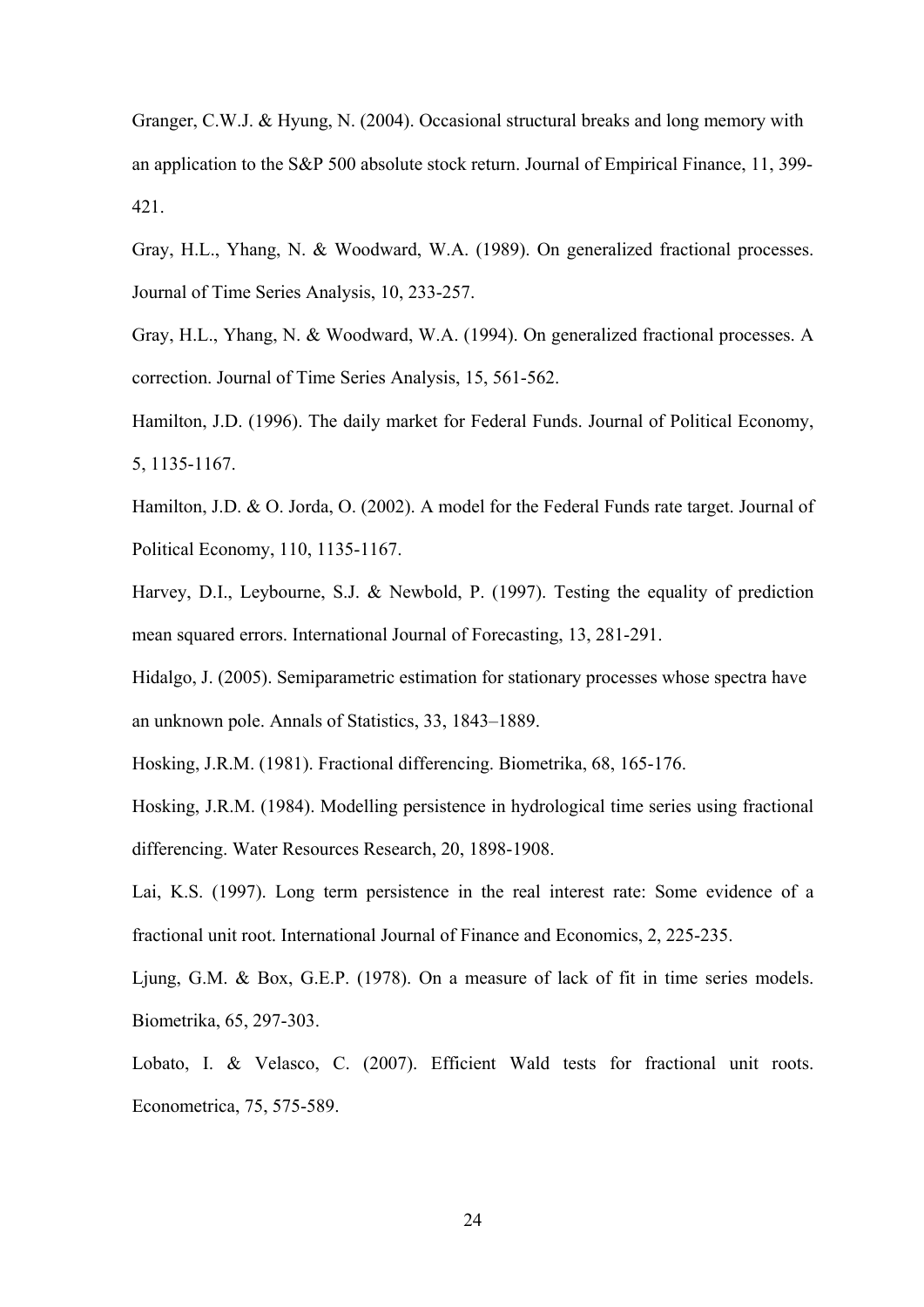Granger, C.W.J. & Hyung, N. (2004). Occasional structural breaks and long memory with an application to the S&P 500 absolute stock return. Journal of Empirical Finance, 11, 399-421.

Gray, H.L., Yhang, N. & Woodward, W.A. (1989). On generalized fractional processes. Journal of Time Series Analysis, 10, 233-257.

Gray, H.L., Yhang, N. & Woodward, W.A. (1994). On generalized fractional processes. A correction. Journal of Time Series Analysis, 15, 561-562.

Hamilton, J.D. (1996). The daily market for Federal Funds. Journal of Political Economy, 5, 1135-1167.

Hamilton, J.D. & O. Jorda, O. (2002). A model for the Federal Funds rate target. Journal of Political Economy, 110, 1135-1167.

Harvey, D.I., Leybourne, S.J. & Newbold, P. (1997). Testing the equality of prediction mean squared errors. International Journal of Forecasting, 13, 281-291.

Hidalgo, J. (2005). Semiparametric estimation for stationary processes whose spectra have an unknown pole. Annals of Statistics, 33, 1843–1889.

Hosking, J.R.M. (1981). Fractional differencing. Biometrika, 68, 165-176.

Hosking, J.R.M. (1984). Modelling persistence in hydrological time series using fractional differencing. Water Resources Research, 20, 1898-1908.

Lai, K.S. (1997). Long term persistence in the real interest rate: Some evidence of a fractional unit root. International Journal of Finance and Economics, 2, 225-235.

Ljung, G.M. & Box, G.E.P. (1978). On a measure of lack of fit in time series models. Biometrika, 65, 297-303.

Lobato, I. & Velasco, C. (2007). Efficient Wald tests for fractional unit roots. Econometrica, 75, 575-589.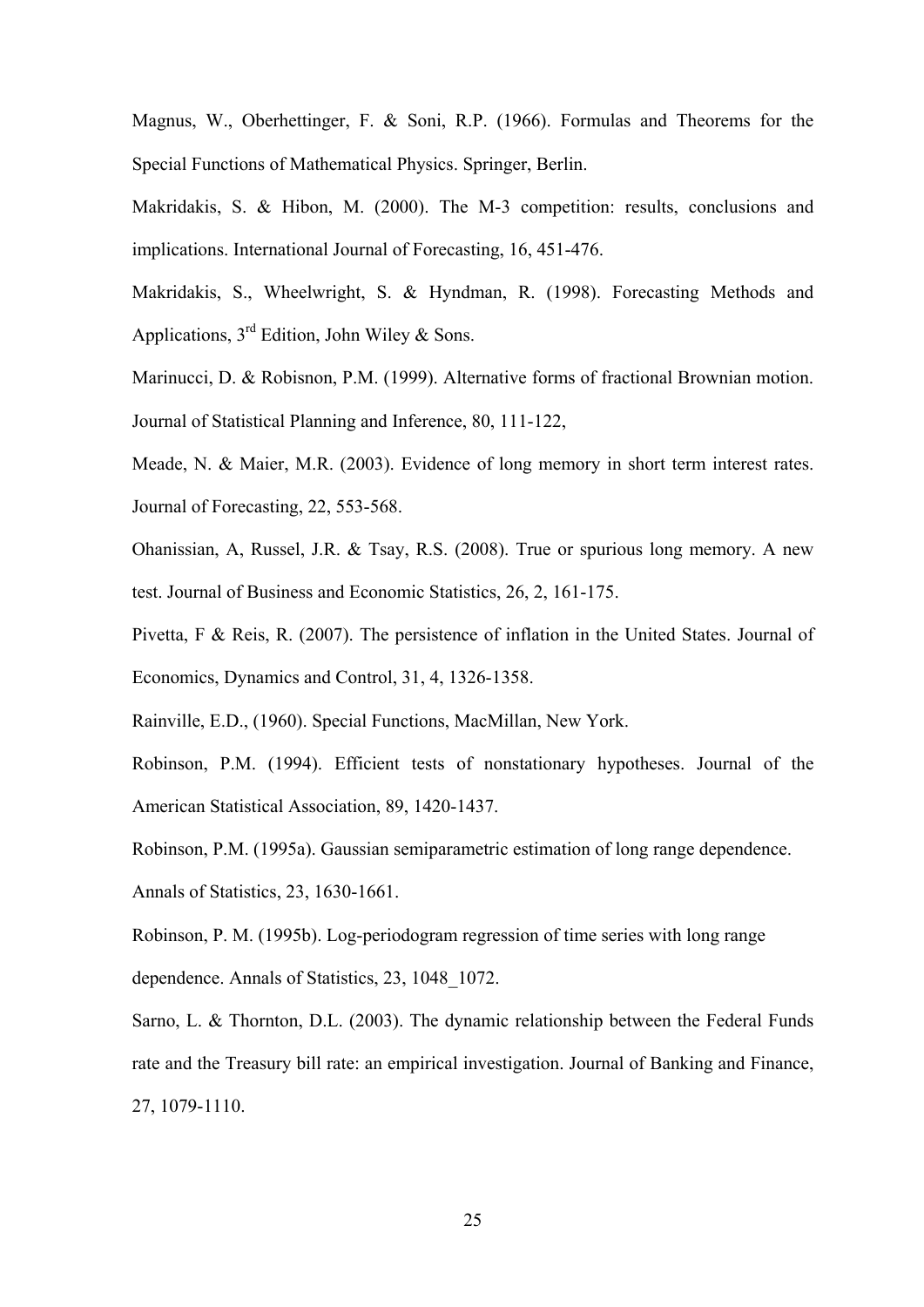Magnus, W., Oberhettinger, F. & Soni, R.P. (1966). Formulas and Theorems for the Special Functions of Mathematical Physics. Springer, Berlin.

Makridakis, S. & Hibon, M. (2000). The M-3 competition: results, conclusions and implications. International Journal of Forecasting, 16, 451-476.

Makridakis, S., Wheelwright, S. & Hyndman, R. (1998). Forecasting Methods and Applications, 3rd Edition, John Wiley & Sons.

Marinucci, D. & Robisnon, P.M. (1999). Alternative forms of fractional Brownian motion. Journal of Statistical Planning and Inference, 80, 111-122,

Meade, N. & Maier, M.R. (2003). Evidence of long memory in short term interest rates. Journal of Forecasting, 22, 553-568.

Ohanissian, A, Russel, J.R. & Tsay, R.S. (2008). True or spurious long memory. A new test. Journal of Business and Economic Statistics, 26, 2, 161-175.

Pivetta, F & Reis, R. (2007). The persistence of inflation in the United States. Journal of Economics, Dynamics and Control, 31, 4, 1326-1358.

Rainville, E.D., (1960). Special Functions, MacMillan, New York.

Robinson, P.M. (1994). Efficient tests of nonstationary hypotheses. Journal of the American Statistical Association, 89, 1420-1437.

Robinson, P.M. (1995a). Gaussian semiparametric estimation of long range dependence. Annals of Statistics, 23, 1630-1661.

Robinson, P. M. (1995b). Log-periodogram regression of time series with long range dependence. Annals of Statistics, 23, 1048_1072.

Sarno, L. & Thornton, D.L. (2003). The dynamic relationship between the Federal Funds rate and the Treasury bill rate: an empirical investigation. Journal of Banking and Finance, 27, 1079-1110.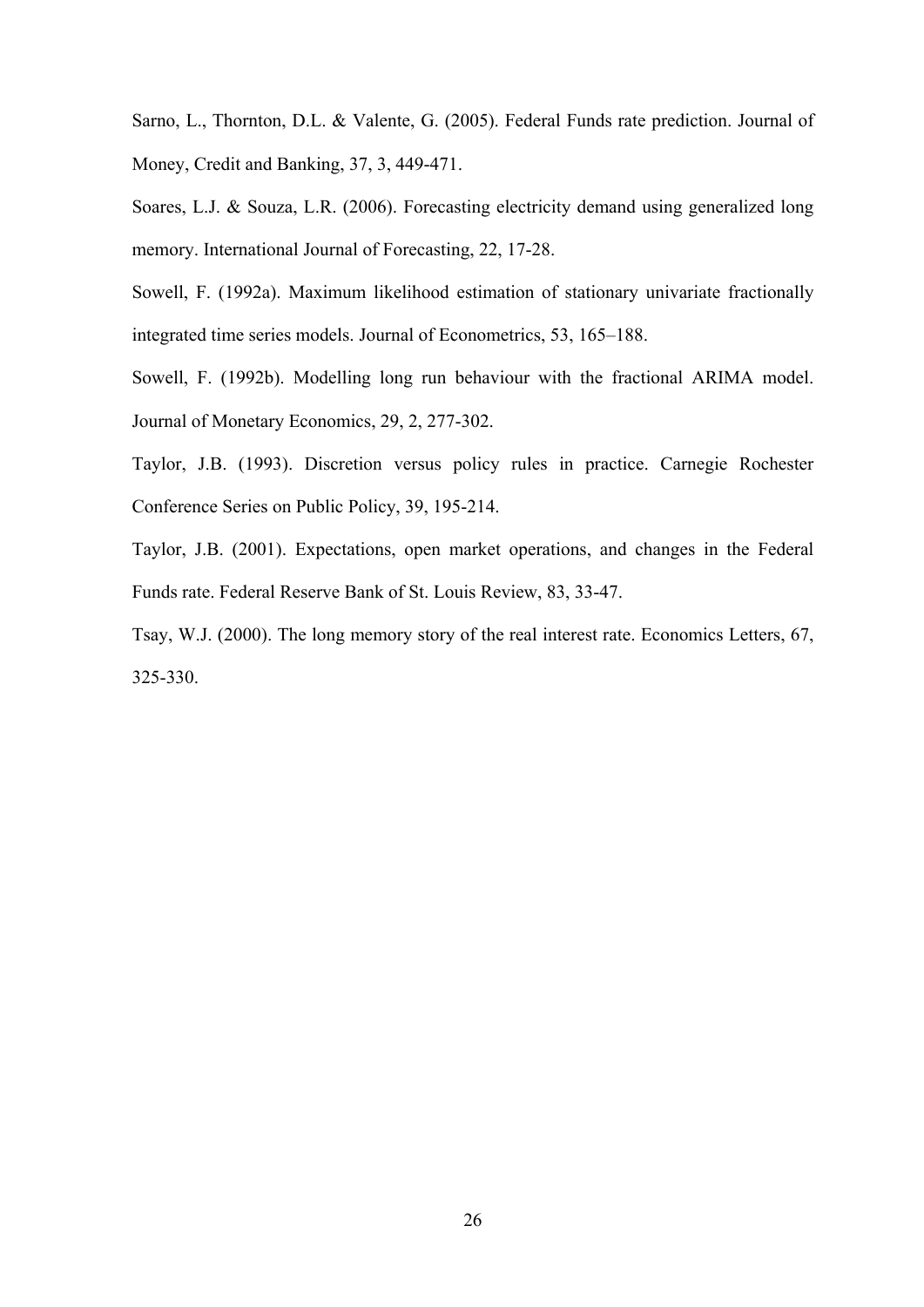Sarno, L., Thornton, D.L. & Valente, G. (2005). Federal Funds rate prediction. Journal of Money, Credit and Banking, 37, 3, 449-471.

Soares, L.J. & Souza, L.R. (2006). Forecasting electricity demand using generalized long memory. International Journal of Forecasting, 22, 17-28.

Sowell, F. (1992a). Maximum likelihood estimation of stationary univariate fractionally integrated time series models. Journal of Econometrics, 53, 165–188.

Sowell, F. (1992b). Modelling long run behaviour with the fractional ARIMA model. Journal of Monetary Economics, 29, 2, 277-302.

Taylor, J.B. (1993). Discretion versus policy rules in practice. Carnegie Rochester Conference Series on Public Policy, 39, 195-214.

Taylor, J.B. (2001). Expectations, open market operations, and changes in the Federal Funds rate. Federal Reserve Bank of St. Louis Review, 83, 33-47.

Tsay, W.J. (2000). The long memory story of the real interest rate. Economics Letters, 67, 325-330.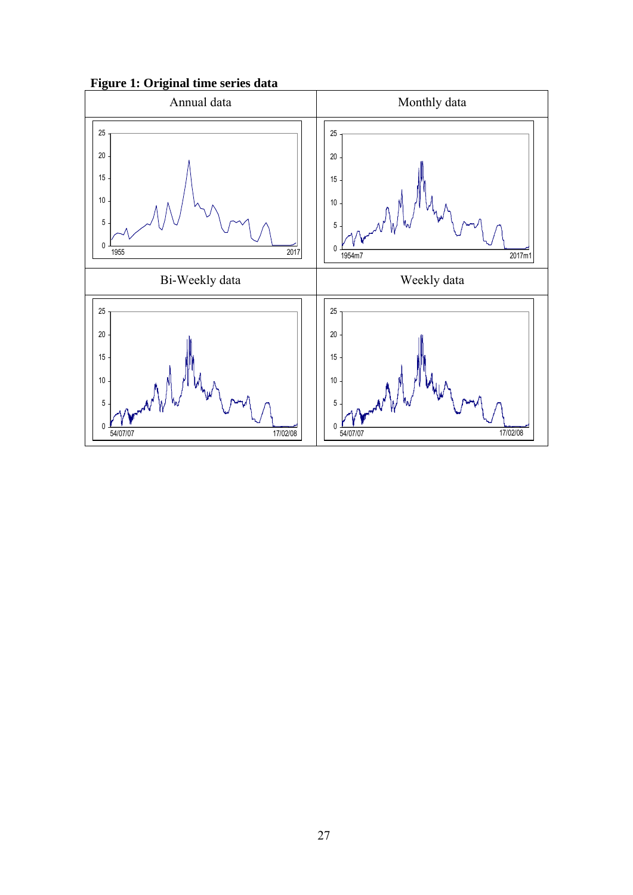**Figure 1: Original time series data**

| Annual data | Monthly data |
| --- | --- |
| | |
| **Bi-Weekly data** | **Weekly data** |
| | |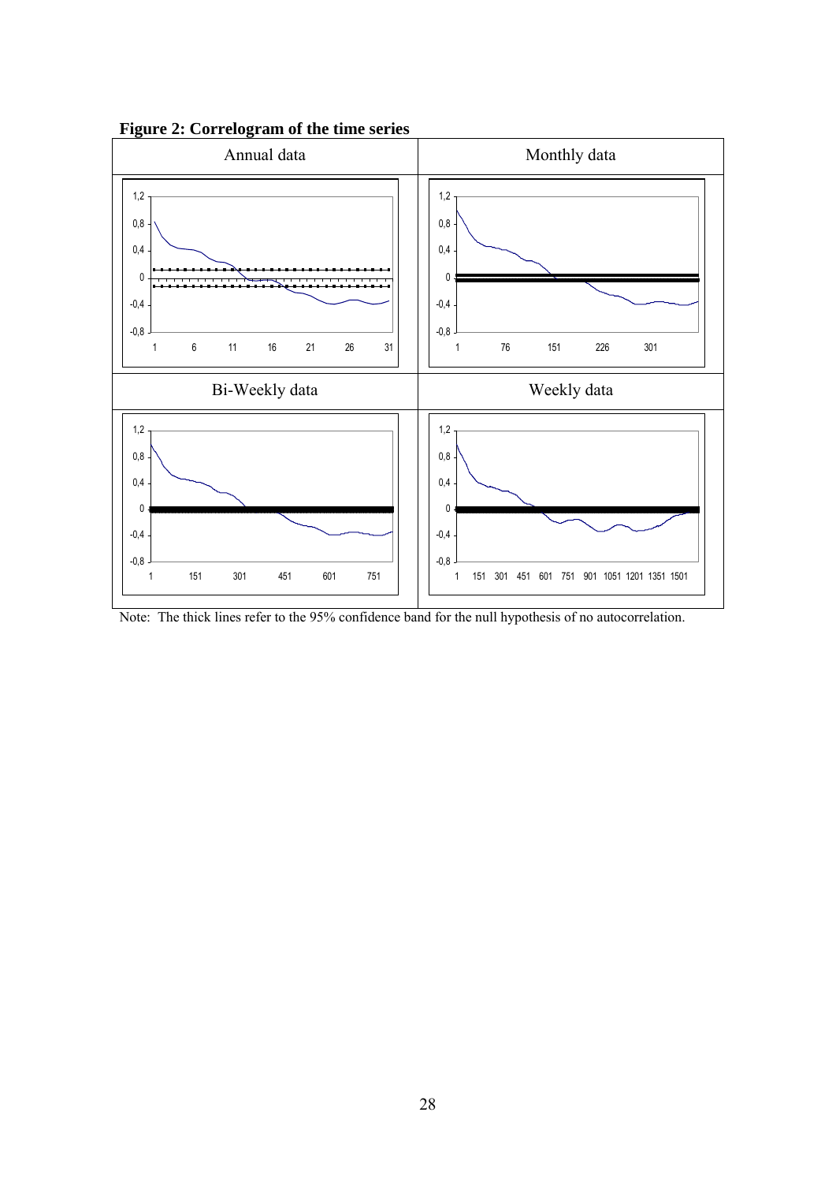**Figure 2: Correlogram of the time series**

| Annual data | Monthly data |
|---|---|
| | |
| **Bi-Weekly data** | **Weekly data** |
| | |

Note: The thick lines refer to the 95% confidence band for the null hypothesis of no autocorrelation.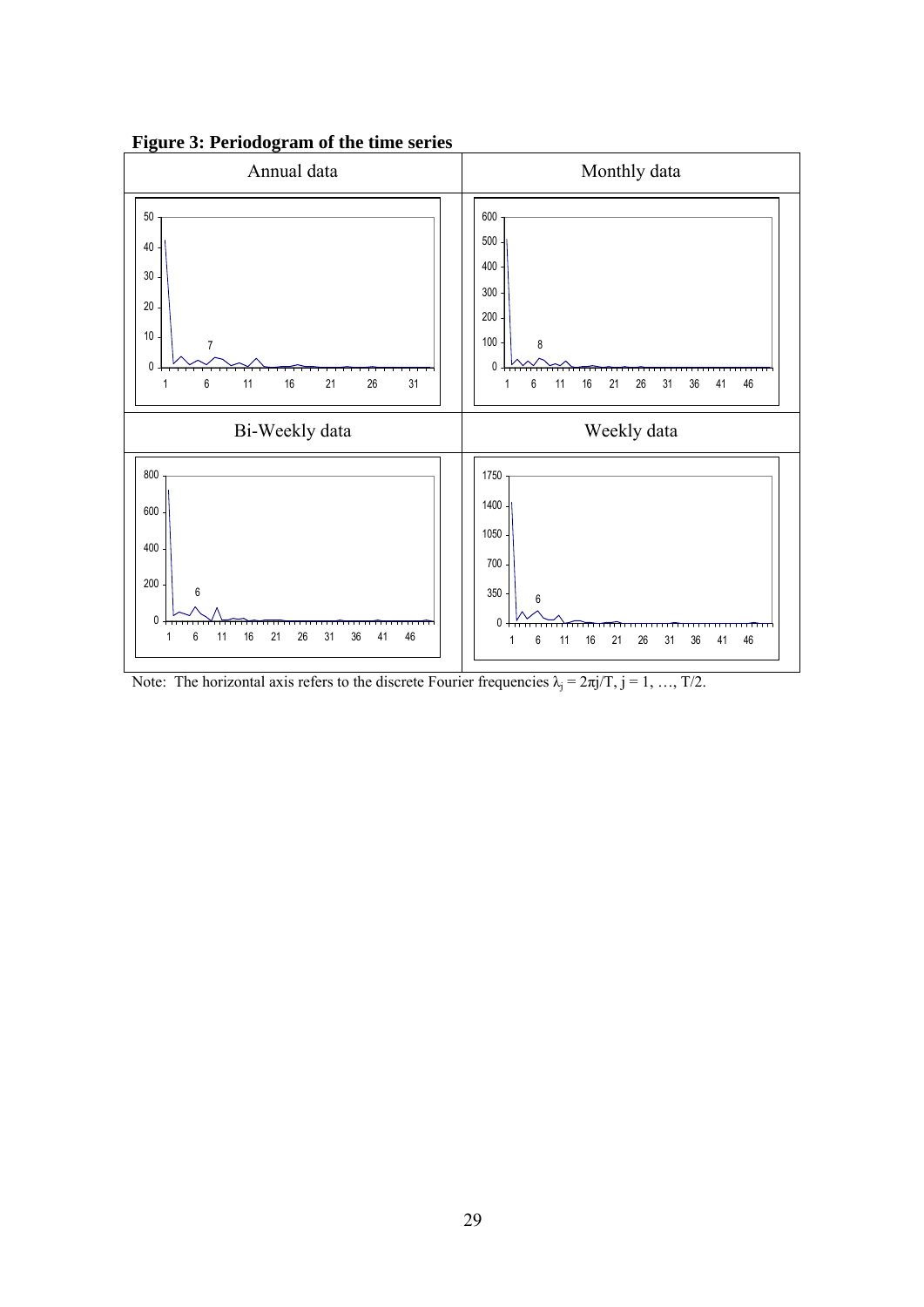**Figure 3: Periodogram of the time series**

| Annual data | Monthly data |
| --- | --- |
| | |
| **Bi-Weekly data** | **Weekly data** |
| | |

Note: The horizontal axis refers to the discrete Fourier frequencies $\lambda_j = 2\pi j/T$, $j = 1, \ldots, T/2$.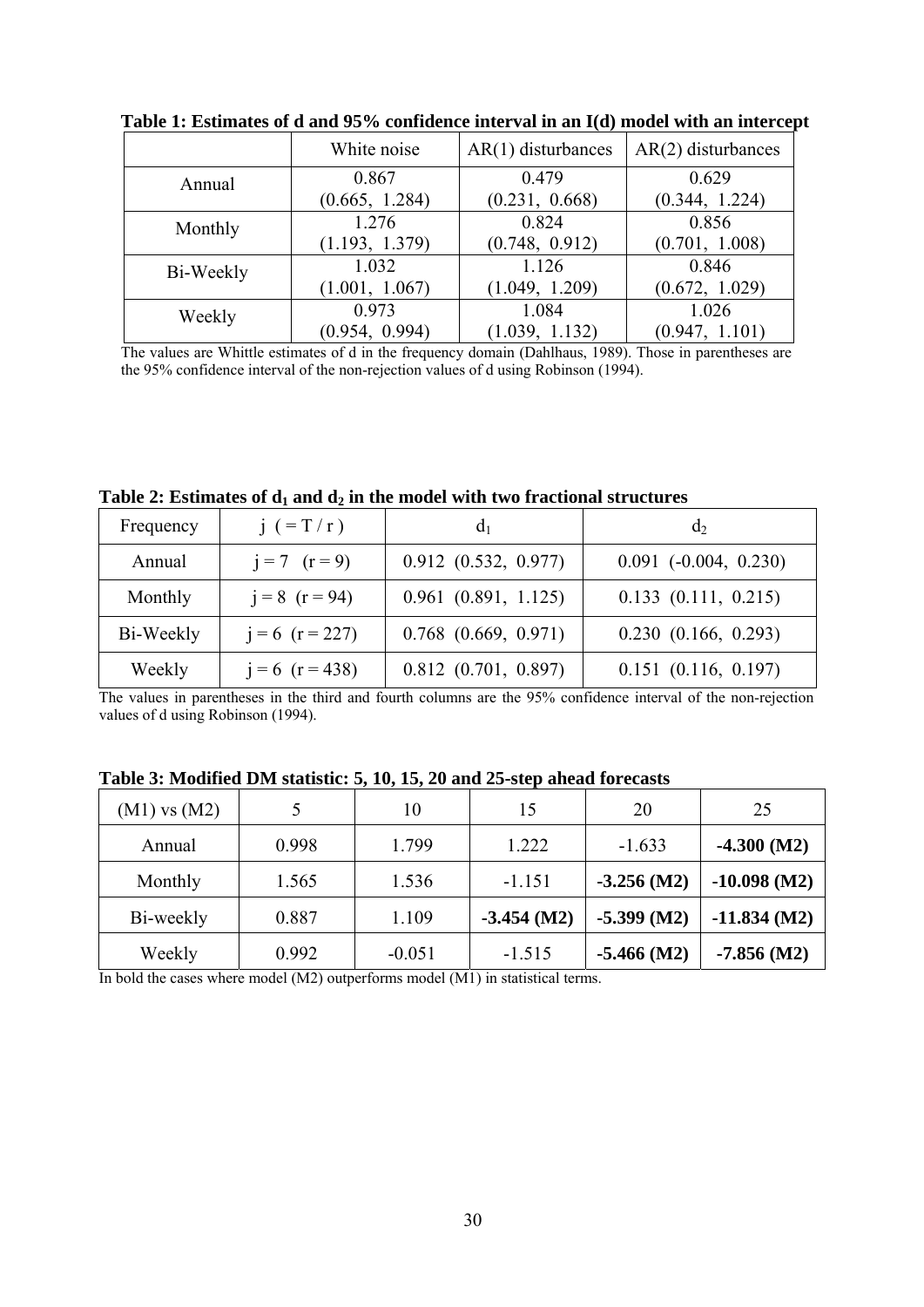**Table 1: Estimates of d and 95% confidence interval in an I(d) model with an intercept**

| | White noise | AR(1) disturbances | AR(2) disturbances |
|---|---|---|---|
| Annual | 0.867 (0.665, 1.284) | 0.479 (0.231, 0.668) | 0.629 (0.344, 1.224) |
| Monthly | 1.276 (1.193, 1.379) | 0.824 (0.748, 0.912) | 0.856 (0.701, 1.008) |
| Bi-Weekly | 1.032 (1.001, 1.067) | 1.126 (1.049, 1.209) | 0.846 (0.672, 1.029) |
| Weekly | 0.973 (0.954, 0.994) | 1.084 (1.039, 1.132) | 1.026 (0.947, 1.101) |

The values are Whittle estimates of d in the frequency domain (Dahlhaus, 1989). Those in parentheses are the 95% confidence interval of the non-rejection values of d using Robinson (1994).

**Table 2: Estimates of $d_1$ and $d_2$ in the model with two fractional structures**

| Frequency | $j$ ( $= T / r$ ) | $d_1$ | $d_2$ |
|---|---|---|---|
| Annual | $j = 7$ $(r = 9)$ | 0.912 (0.532, 0.977) | 0.091 (-0.004, 0.230) |
| Monthly | $j = 8$ $(r = 94)$ | 0.961 (0.891, 1.125) | 0.133 (0.111, 0.215) |
| Bi-Weekly | $j = 6$ $(r = 227)$ | 0.768 (0.669, 0.971) | 0.230 (0.166, 0.293) |
| Weekly | $j = 6$ $(r = 438)$ | 0.812 (0.701, 0.897) | 0.151 (0.116, 0.197) |

The values in parentheses in the third and fourth columns are the 95% confidence interval of the non-rejection values of d using Robinson (1994).

**Table 3: Modified DM statistic: 5, 10, 15, 20 and 25-step ahead forecasts**

| (M1) vs (M2) | 5 | 10 | 15 | 20 | 25 |
|---|---|---|---|---|---|
| Annual | 0.998 | 1.799 | 1.222 | -1.633 | **-4.300 (M2)** |
| Monthly | 1.565 | 1.536 | -1.151 | **-3.256 (M2)** | **-10.098 (M2)** |
| Bi-weekly | 0.887 | 1.109 | **-3.454 (M2)** | **-5.399 (M2)** | **-11.834 (M2)** |
| Weekly | 0.992 | -0.051 | -1.515 | **-5.466 (M2)** | **-7.856 (M2)** |

In bold the cases where model (M2) outperforms model (M1) in statistical terms.